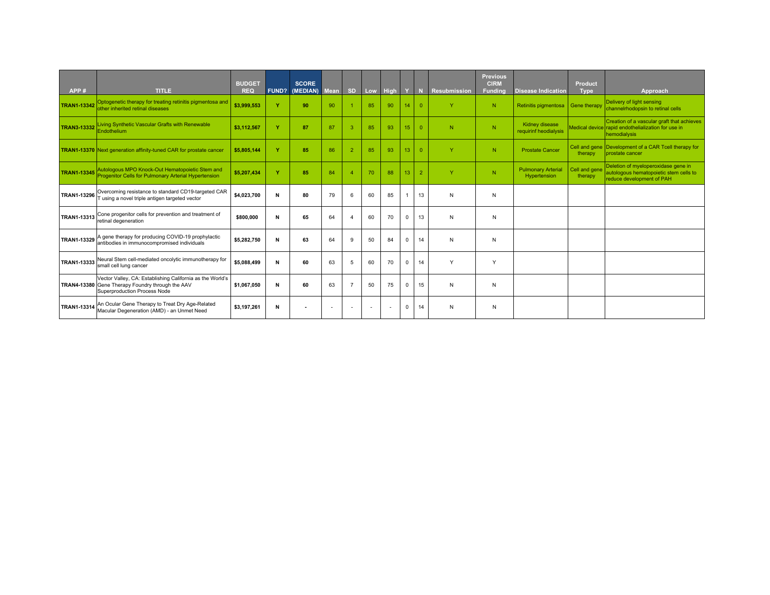| APP # | TITLE | BUDGET REQ | FUND? | SCORE (MEDIAN) | Mean | SD | Low | High | Y | N | Resubmission | Previous CIRM Funding | Disease Indication | Product Type | Approach |
|---|---|---|---|---|---|---|---|---|---|---|---|---|---|---|---|
| TRAN1-13342 | Optogenetic therapy for treating retinitis pigmentosa and other inherited retinal diseases | $3,999,553 | Y | 90 | 90 | 1 | 85 | 90 | 14 | 0 | Y | N | Retinitis pigmentosa | Gene therapy | Delivery of light sensing channelrhodopsin to retinal cells |
| TRAN3-13332 | Living Synthetic Vascular Grafts with Renewable Endothelium | $3,112,567 | Y | 87 | 87 | 3 | 85 | 93 | 15 | 0 | N | N | Kidney disease requirinf heodialysis | Medical device | Creation of a vascular graft that achieves rapid endothelialization for use in hemodialysis |
| TRAN1-13370 | Next generation affinity-tuned CAR for prostate cancer | $5,805,144 | Y | 85 | 86 | 2 | 85 | 93 | 13 | 0 | Y | N | Prostate Cancer | Cell and gene therapy | Development of a CAR Tcell therapy for prostate cancer |
| TRAN1-13345 | Autologous MPO Knock-Out Hematopoietic Stem and Progenitor Cells for Pulmonary Arterial Hypertension | $5,207,434 | Y | 85 | 84 | 4 | 70 | 88 | 13 | 2 | Y | N | Pulmonary Arterial Hypertension | Cell and gene therapy | Deletion of myeloperoxidase gene in autologous hematopoietic stem cells to reduce development of PAH |
| TRAN1-13296 | Overcoming resistance to standard CD19-targeted CAR T using a novel triple antigen targeted vector | $4,023,700 | N | 80 | 79 | 6 | 60 | 85 | 1 | 13 | N | N | | | |
| TRAN1-13313 | Cone progenitor cells for prevention and treatment of retinal degeneration | $800,000 | N | 65 | 64 | 4 | 60 | 70 | 0 | 13 | N | N | | | |
| TRAN1-13329 | A gene therapy for producing COVID-19 prophylactic antibodies in immunocompromised individuals | $5,282,750 | N | 63 | 64 | 9 | 50 | 84 | 0 | 14 | N | N | | | |
| TRAN1-13333 | Neural Stem cell-mediated oncolytic immunotherapy for small cell lung cancer | $5,088,499 | N | 60 | 63 | 5 | 60 | 70 | 0 | 14 | Y | Y | | | |
| TRAN4-13380 | Vector Valley, CA: Establishing California as the World's Gene Therapy Foundry through the AAV Superproduction Process Node | $1,067,050 | N | 60 | 63 | 7 | 50 | 75 | 0 | 15 | N | N | | | |
| TRAN1-13314 | An Ocular Gene Therapy to Treat Dry Age-Related Macular Degeneration (AMD) - an Unmet Need | $3,197,261 | N | - | - | - | - | - | 0 | 14 | N | N | | | |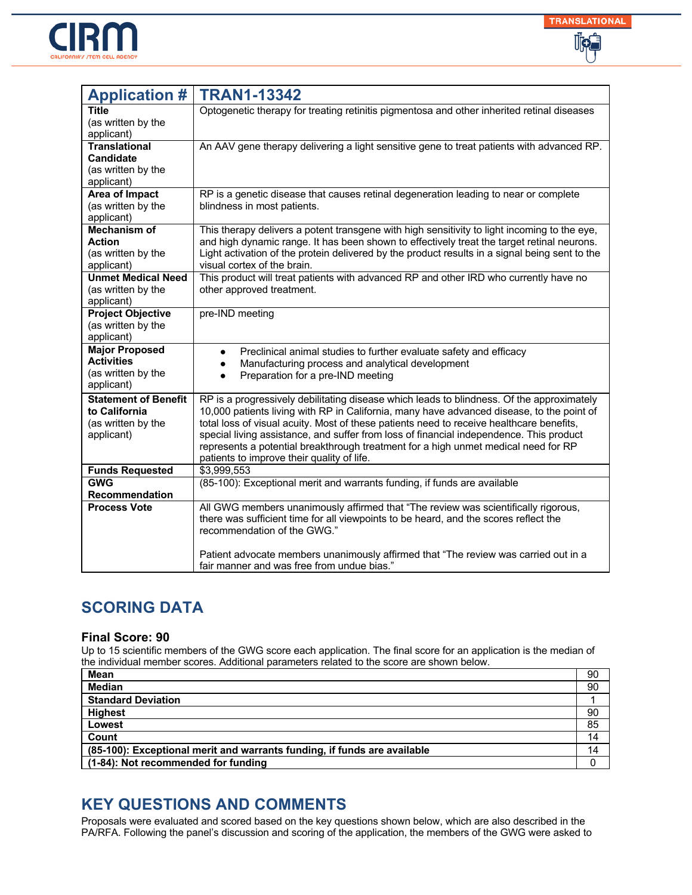| Application # | TRAN1-13342 |
|---|---|
| **Title** (as written by the applicant) | Optogenetic therapy for treating retinitis pigmentosa and other inherited retinal diseases |
| **Translational Candidate** (as written by the applicant) | An AAV gene therapy delivering a light sensitive gene to treat patients with advanced RP. |
| **Area of Impact** (as written by the applicant) | RP is a genetic disease that causes retinal degeneration leading to near or complete blindness in most patients. |
| **Mechanism of Action** (as written by the applicant) | This therapy delivers a potent transgene with high sensitivity to light incoming to the eye, and high dynamic range. It has been shown to effectively treat the target retinal neurons. Light activation of the protein delivered by the product results in a signal being sent to the visual cortex of the brain. |
| **Unmet Medical Need** (as written by the applicant) | This product will treat patients with advanced RP and other IRD who currently have no other approved treatment. |
| **Project Objective** (as written by the applicant) | pre-IND meeting |
| **Major Proposed Activities** (as written by the applicant) | • Preclinical animal studies to further evaluate safety and efficacy<br>• Manufacturing process and analytical development<br>• Preparation for a pre-IND meeting |
| **Statement of Benefit to California** (as written by the applicant) | RP is a progressively debilitating disease which leads to blindness. Of the approximately 10,000 patients living with RP in California, many have advanced disease, to the point of total loss of visual acuity. Most of these patients need to receive healthcare benefits, special living assistance, and suffer from loss of financial independence. This product represents a potential breakthrough treatment for a high unmet medical need for RP patients to improve their quality of life. |
| **Funds Requested** | $3,999,553 |
| **GWG Recommendation** | (85-100): Exceptional merit and warrants funding, if funds are available |
| **Process Vote** | All GWG members unanimously affirmed that "The review was scientifically rigorous, there was sufficient time for all viewpoints to be heard, and the scores reflect the recommendation of the GWG."<br><br>Patient advocate members unanimously affirmed that "The review was carried out in a fair manner and was free from undue bias." |

## SCORING DATA

### Final Score: 90

Up to 15 scientific members of the GWG score each application. The final score for an application is the median of the individual member scores. Additional parameters related to the score are shown below.

| | |
|---|---|
| **Mean** | 90 |
| **Median** | 90 |
| **Standard Deviation** | 1 |
| **Highest** | 90 |
| **Lowest** | 85 |
| **Count** | 14 |
| **(85-100): Exceptional merit and warrants funding, if funds are available** | 14 |
| **(1-84): Not recommended for funding** | 0 |

## KEY QUESTIONS AND COMMENTS

Proposals were evaluated and scored based on the key questions shown below, which are also described in the PA/RFA. Following the panel's discussion and scoring of the application, the members of the GWG were asked to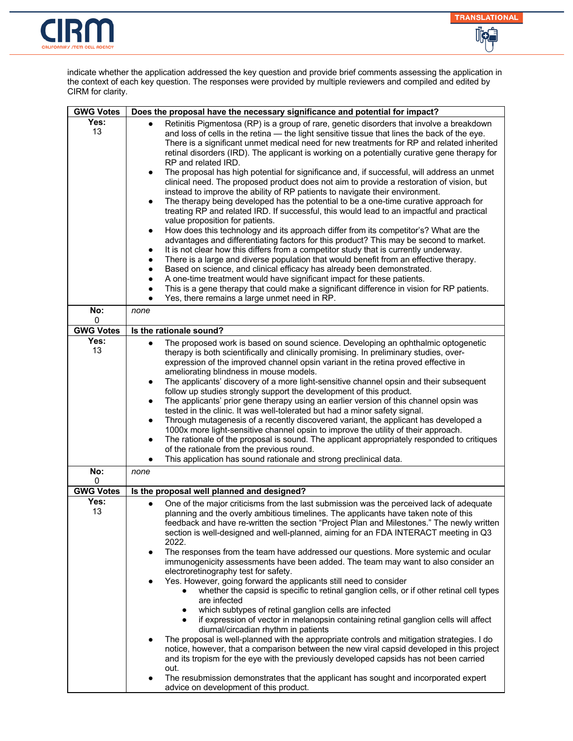indicate whether the application addressed the key question and provide brief comments assessing the application in the context of each key question. The responses were provided by multiple reviewers and compiled and edited by CIRM for clarity.

| GWG Votes | Does the proposal have the necessary significance and potential for impact? |
|---|---|
| **Yes:** 13 | • Retinitis Pigmentosa (RP) is a group of rare, genetic disorders that involve a breakdown and loss of cells in the retina — the light sensitive tissue that lines the back of the eye. There is a significant unmet medical need for new treatments for RP and related inherited retinal disorders (IRD). The applicant is working on a potentially curative gene therapy for RP and related IRD.<br>• The proposal has high potential for significance and, if successful, will address an unmet clinical need. The proposed product does not aim to provide a restoration of vision, but instead to improve the ability of RP patients to navigate their environment.<br>• The therapy being developed has the potential to be a one-time curative approach for treating RP and related IRD. If successful, this would lead to an impactful and practical value proposition for patients.<br>• How does this technology and its approach differ from its competitor's? What are the advantages and differentiating factors for this product? This may be second to market.<br>• It is not clear how this differs from a competitor study that is currently underway.<br>• There is a large and diverse population that would benefit from an effective therapy.<br>• Based on science, and clinical efficacy has already been demonstrated.<br>• A one-time treatment would have significant impact for these patients.<br>• This is a gene therapy that could make a significant difference in vision for RP patients.<br>• Yes, there remains a large unmet need in RP. |
| **No:** 0 | *none* |
| **GWG Votes** | **Is the rationale sound?** |
| **Yes:** 13 | • The proposed work is based on sound science. Developing an ophthalmic optogenetic therapy is both scientifically and clinically promising. In preliminary studies, over-expression of the improved channel opsin variant in the retina proved effective in ameliorating blindness in mouse models.<br>• The applicants' discovery of a more light-sensitive channel opsin and their subsequent follow up studies strongly support the development of this product.<br>• The applicants' prior gene therapy using an earlier version of this channel opsin was tested in the clinic. It was well-tolerated but had a minor safety signal.<br>• Through mutagenesis of a recently discovered variant, the applicant has developed a 1000x more light-sensitive channel opsin to improve the utility of their approach.<br>• The rationale of the proposal is sound. The applicant appropriately responded to critiques of the rationale from the previous round.<br>• This application has sound rationale and strong preclinical data. |
| **No:** 0 | *none* |
| **GWG Votes** | **Is the proposal well planned and designed?** |
| **Yes:** 13 | • One of the major criticisms from the last submission was the perceived lack of adequate planning and the overly ambitious timelines. The applicants have taken note of this feedback and have re-written the section "Project Plan and Milestones." The newly written section is well-designed and well-planned, aiming for an FDA INTERACT meeting in Q3 2022.<br>• The responses from the team have addressed our questions. More systemic and ocular immunogenicity assessments have been added. The team may want to also consider an electroretinography test for safety.<br>• Yes. However, going forward the applicants still need to consider<br>&nbsp;&nbsp;&nbsp;&nbsp;◦ whether the capsid is specific to retinal ganglion cells, or if other retinal cell types are infected<br>&nbsp;&nbsp;&nbsp;&nbsp;◦ which subtypes of retinal ganglion cells are infected<br>&nbsp;&nbsp;&nbsp;&nbsp;◦ if expression of vector in melanopsin containing retinal ganglion cells will affect diurnal/circadian rhythm in patients<br>• The proposal is well-planned with the appropriate controls and mitigation strategies. I do notice, however, that a comparison between the new viral capsid developed in this project and its tropism for the eye with the previously developed capsids has not been carried out.<br>• The resubmission demonstrates that the applicant has sought and incorporated expert advice on development of this product. |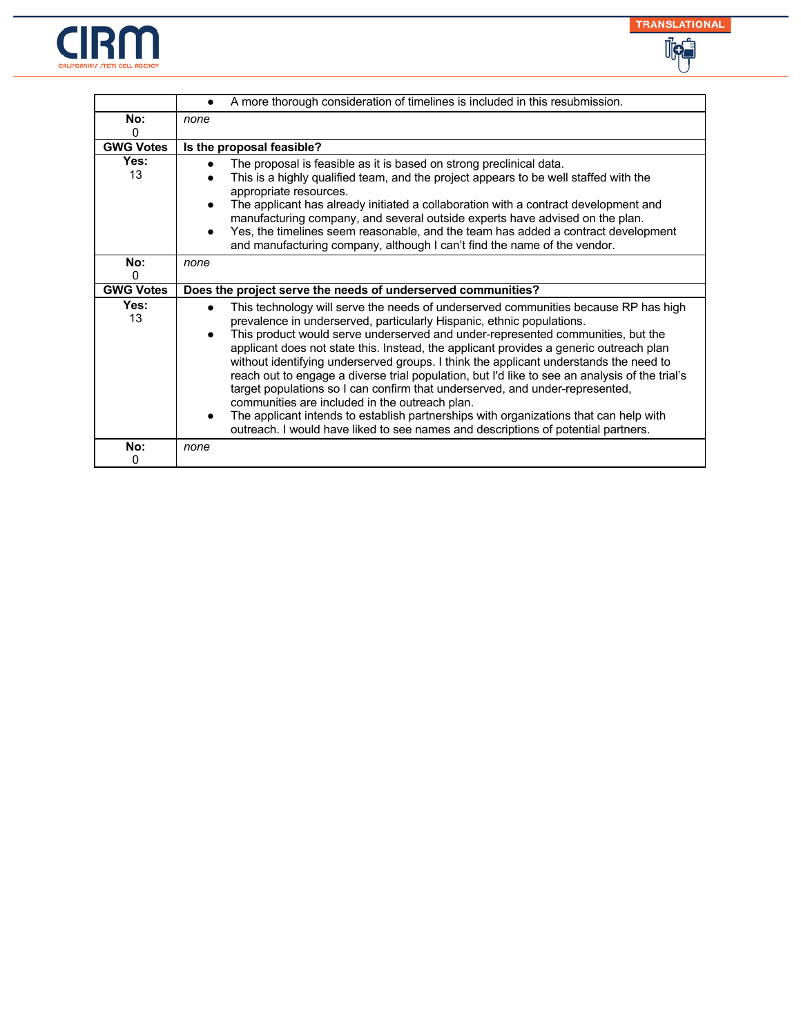| | |
|---|---|
| | • A more thorough consideration of timelines is included in this resubmission. |
| **No:** 0 | *none* |
| **GWG Votes** | **Is the proposal feasible?** |
| **Yes:** 13 | • The proposal is feasible as it is based on strong preclinical data.<br>• This is a highly qualified team, and the project appears to be well staffed with the appropriate resources.<br>• The applicant has already initiated a collaboration with a contract development and manufacturing company, and several outside experts have advised on the plan.<br>• Yes, the timelines seem reasonable, and the team has added a contract development and manufacturing company, although I can't find the name of the vendor. |
| **No:** 0 | *none* |
| **GWG Votes** | **Does the project serve the needs of underserved communities?** |
| **Yes:** 13 | • This technology will serve the needs of underserved communities because RP has high prevalence in underserved, particularly Hispanic, ethnic populations.<br>• This product would serve underserved and under-represented communities, but the applicant does not state this. Instead, the applicant provides a generic outreach plan without identifying underserved groups. I think the applicant understands the need to reach out to engage a diverse trial population, but I'd like to see an analysis of the trial's target populations so I can confirm that underserved, and under-represented, communities are included in the outreach plan.<br>• The applicant intends to establish partnerships with organizations that can help with outreach. I would have liked to see names and descriptions of potential partners. |
| **No:** 0 | *none* |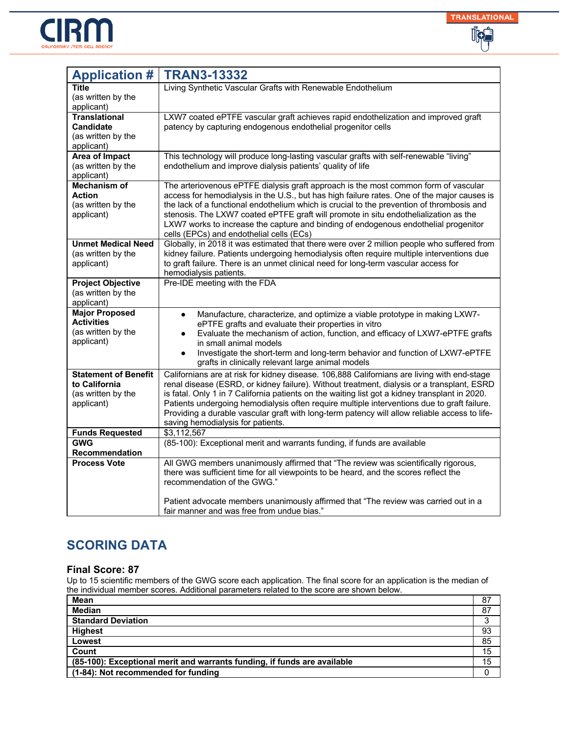| Application # | TRAN3-13332 |
|---|---|
| **Title** (as written by the applicant) | Living Synthetic Vascular Grafts with Renewable Endothelium |
| **Translational Candidate** (as written by the applicant) | LXW7 coated ePTFE vascular graft achieves rapid endothelization and improved graft patency by capturing endogenous endothelial progenitor cells |
| **Area of Impact** (as written by the applicant) | This technology will produce long-lasting vascular grafts with self-renewable "living" endothelium and improve dialysis patients' quality of life |
| **Mechanism of Action** (as written by the applicant) | The arteriovenous ePTFE dialysis graft approach is the most common form of vascular access for hemodialysis in the U.S., but has high failure rates. One of the major causes is the lack of a functional endothelium which is crucial to the prevention of thrombosis and stenosis. The LXW7 coated ePTFE graft will promote in situ endothelialization as the LXW7 works to increase the capture and binding of endogenous endothelial progenitor cells (EPCs) and endothelial cells (ECs) |
| **Unmet Medical Need** (as written by the applicant) | Globally, in 2018 it was estimated that there were over 2 million people who suffered from kidney failure. Patients undergoing hemodialysis often require multiple interventions due to graft failure. There is an unmet clinical need for long-term vascular access for hemodialysis patients. |
| **Project Objective** (as written by the applicant) | Pre-IDE meeting with the FDA |
| **Major Proposed Activities** (as written by the applicant) | • Manufacture, characterize, and optimize a viable prototype in making LXW7-ePTFE grafts and evaluate their properties in vitro<br>• Evaluate the mechanism of action, function, and efficacy of LXW7-ePTFE grafts in small animal models<br>• Investigate the short-term and long-term behavior and function of LXW7-ePTFE grafts in clinically relevant large animal models |
| **Statement of Benefit to California** (as written by the applicant) | Californians are at risk for kidney disease. 106,888 Californians are living with end-stage renal disease (ESRD, or kidney failure). Without treatment, dialysis or a transplant, ESRD is fatal. Only 1 in 7 California patients on the waiting list got a kidney transplant in 2020. Patients undergoing hemodialysis often require multiple interventions due to graft failure. Providing a durable vascular graft with long-term patency will allow reliable access to life-saving hemodialysis for patients. |
| **Funds Requested** | $3,112,567 |
| **GWG Recommendation** | (85-100): Exceptional merit and warrants funding, if funds are available |
| **Process Vote** | All GWG members unanimously affirmed that "The review was scientifically rigorous, there was sufficient time for all viewpoints to be heard, and the scores reflect the recommendation of the GWG."<br><br>Patient advocate members unanimously affirmed that "The review was carried out in a fair manner and was free from undue bias." |

## SCORING DATA

### Final Score: 87

Up to 15 scientific members of the GWG score each application. The final score for an application is the median of the individual member scores. Additional parameters related to the score are shown below.

| | |
|---|---|
| **Mean** | 87 |
| **Median** | 87 |
| **Standard Deviation** | 3 |
| **Highest** | 93 |
| **Lowest** | 85 |
| **Count** | 15 |
| **(85-100): Exceptional merit and warrants funding, if funds are available** | 15 |
| **(1-84): Not recommended for funding** | 0 |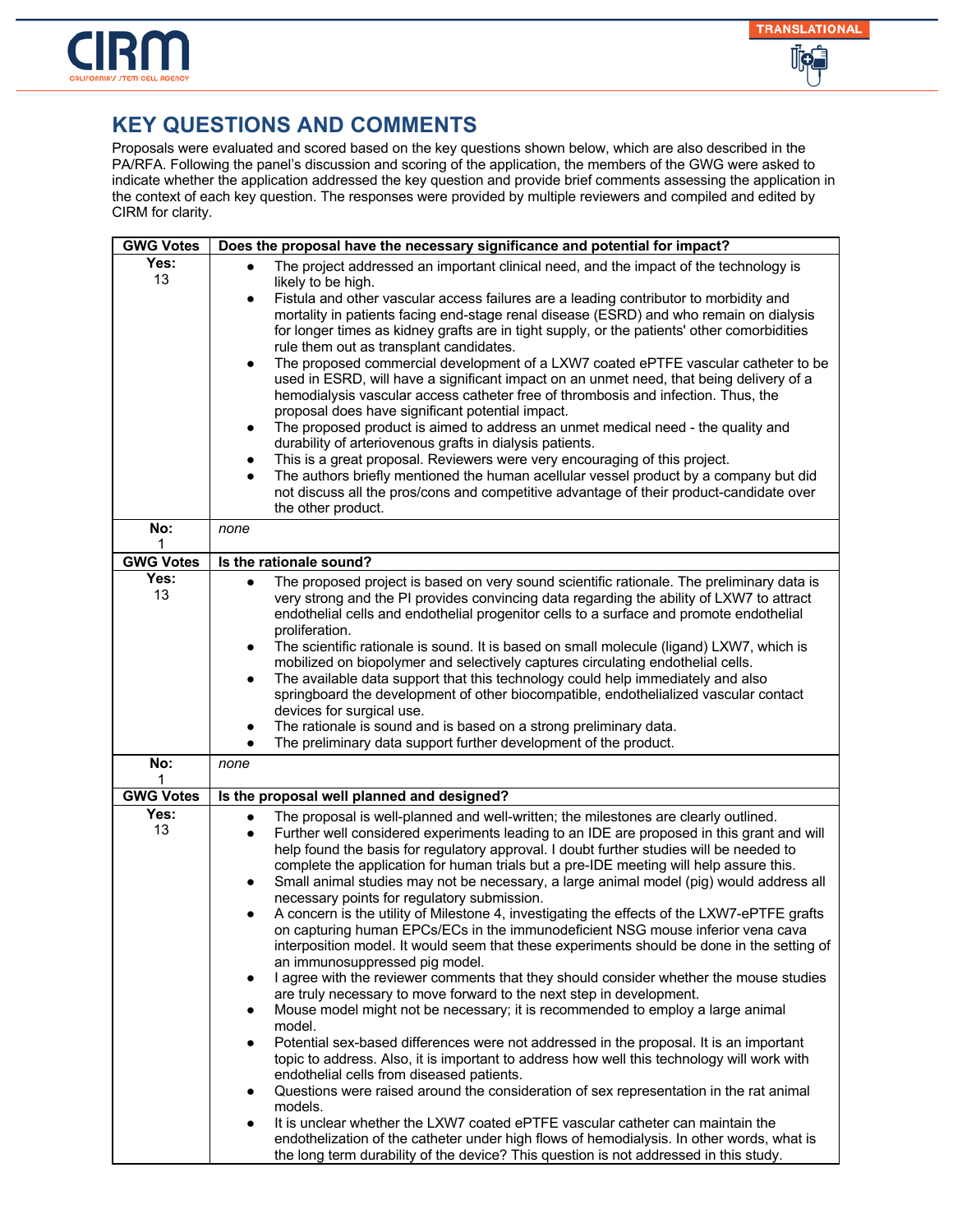## KEY QUESTIONS AND COMMENTS

Proposals were evaluated and scored based on the key questions shown below, which are also described in the PA/RFA. Following the panel's discussion and scoring of the application, the members of the GWG were asked to indicate whether the application addressed the key question and provide brief comments assessing the application in the context of each key question. The responses were provided by multiple reviewers and compiled and edited by CIRM for clarity.

| GWG Votes | Does the proposal have the necessary significance and potential for impact? |
|---|---|
| **Yes:** 13 | • The project addressed an important clinical need, and the impact of the technology is likely to be high.<br>• Fistula and other vascular access failures are a leading contributor to morbidity and mortality in patients facing end-stage renal disease (ESRD) and who remain on dialysis for longer times as kidney grafts are in tight supply, or the patients' other comorbidities rule them out as transplant candidates.<br>• The proposed commercial development of a LXW7 coated ePTFE vascular catheter to be used in ESRD, will have a significant impact on an unmet need, that being delivery of a hemodialysis vascular access catheter free of thrombosis and infection. Thus, the proposal does have significant potential impact.<br>• The proposed product is aimed to address an unmet medical need - the quality and durability of arteriovenous grafts in dialysis patients.<br>• This is a great proposal. Reviewers were very encouraging of this project.<br>• The authors briefly mentioned the human acellular vessel product by a company but did not discuss all the pros/cons and competitive advantage of their product-candidate over the other product. |
| **No:** 1 | *none* |

| GWG Votes | Is the rationale sound? |
|---|---|
| **Yes:** 13 | • The proposed project is based on very sound scientific rationale. The preliminary data is very strong and the PI provides convincing data regarding the ability of LXW7 to attract endothelial cells and endothelial progenitor cells to a surface and promote endothelial proliferation.<br>• The scientific rationale is sound. It is based on small molecule (ligand) LXW7, which is mobilized on biopolymer and selectively captures circulating endothelial cells.<br>• The available data support that this technology could help immediately and also springboard the development of other biocompatible, endothelialized vascular contact devices for surgical use.<br>• The rationale is sound and is based on a strong preliminary data.<br>• The preliminary data support further development of the product. |
| **No:** 1 | *none* |

| GWG Votes | Is the proposal well planned and designed? |
|---|---|
| **Yes:** 13 | • The proposal is well-planned and well-written; the milestones are clearly outlined.<br>• Further well considered experiments leading to an IDE are proposed in this grant and will help found the basis for regulatory approval. I doubt further studies will be needed to complete the application for human trials but a pre-IDE meeting will help assure this.<br>• Small animal studies may not be necessary, a large animal model (pig) would address all necessary points for regulatory submission.<br>• A concern is the utility of Milestone 4, investigating the effects of the LXW7-ePTFE grafts on capturing human EPCs/ECs in the immunodeficient NSG mouse inferior vena cava interposition model. It would seem that these experiments should be done in the setting of an immunosuppressed pig model.<br>• I agree with the reviewer comments that they should consider whether the mouse studies are truly necessary to move forward to the next step in development.<br>• Mouse model might not be necessary; it is recommended to employ a large animal model.<br>• Potential sex-based differences were not addressed in the proposal. It is an important topic to address. Also, it is important to address how well this technology will work with endothelial cells from diseased patients.<br>• Questions were raised around the consideration of sex representation in the rat animal models.<br>• It is unclear whether the LXW7 coated ePTFE vascular catheter can maintain the endothelization of the catheter under high flows of hemodialysis. In other words, what is the long term durability of the device? This question is not addressed in this study. |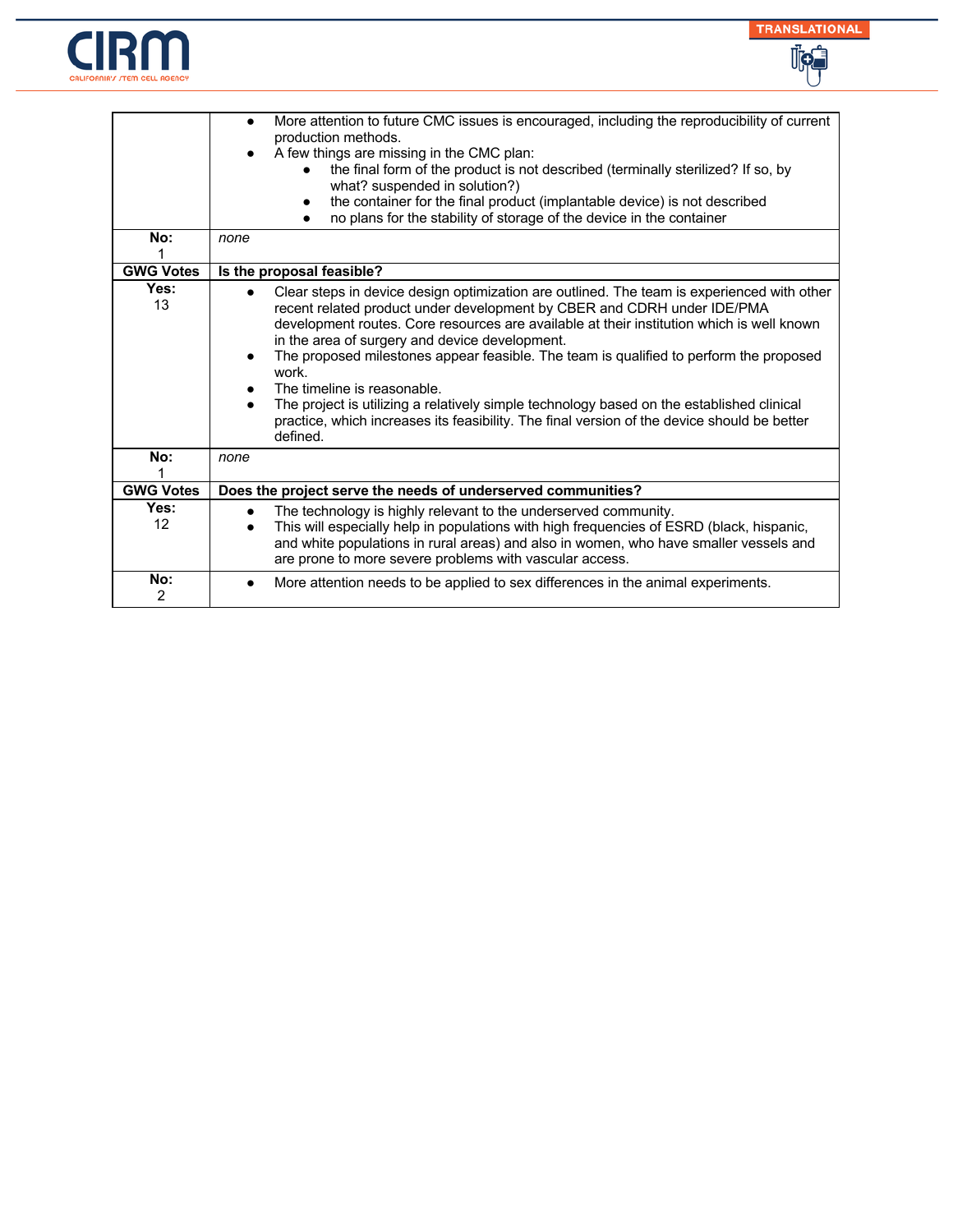| | |
|---|---|
| | <ul><li>More attention to future CMC issues is encouraged, including the reproducibility of current production methods.</li><li>A few things are missing in the CMC plan:<ul><li>the final form of the product is not described (terminally sterilized? If so, by what? suspended in solution?)</li><li>the container for the final product (implantable device) is not described</li><li>no plans for the stability of storage of the device in the container</li></ul></li></ul> |
| **No:** 1 | *none* |
| **GWG Votes** | **Is the proposal feasible?** |
| **Yes:** 13 | <ul><li>Clear steps in device design optimization are outlined. The team is experienced with other recent related product under development by CBER and CDRH under IDE/PMA development routes. Core resources are available at their institution which is well known in the area of surgery and device development.</li><li>The proposed milestones appear feasible. The team is qualified to perform the proposed work.</li><li>The timeline is reasonable.</li><li>The project is utilizing a relatively simple technology based on the established clinical practice, which increases its feasibility. The final version of the device should be better defined.</li></ul> |
| **No:** 1 | *none* |
| **GWG Votes** | **Does the project serve the needs of underserved communities?** |
| **Yes:** 12 | <ul><li>The technology is highly relevant to the underserved community.</li><li>This will especially help in populations with high frequencies of ESRD (black, hispanic, and white populations in rural areas) and also in women, who have smaller vessels and are prone to more severe problems with vascular access.</li></ul> |
| **No:** 2 | <ul><li>More attention needs to be applied to sex differences in the animal experiments.</li></ul> |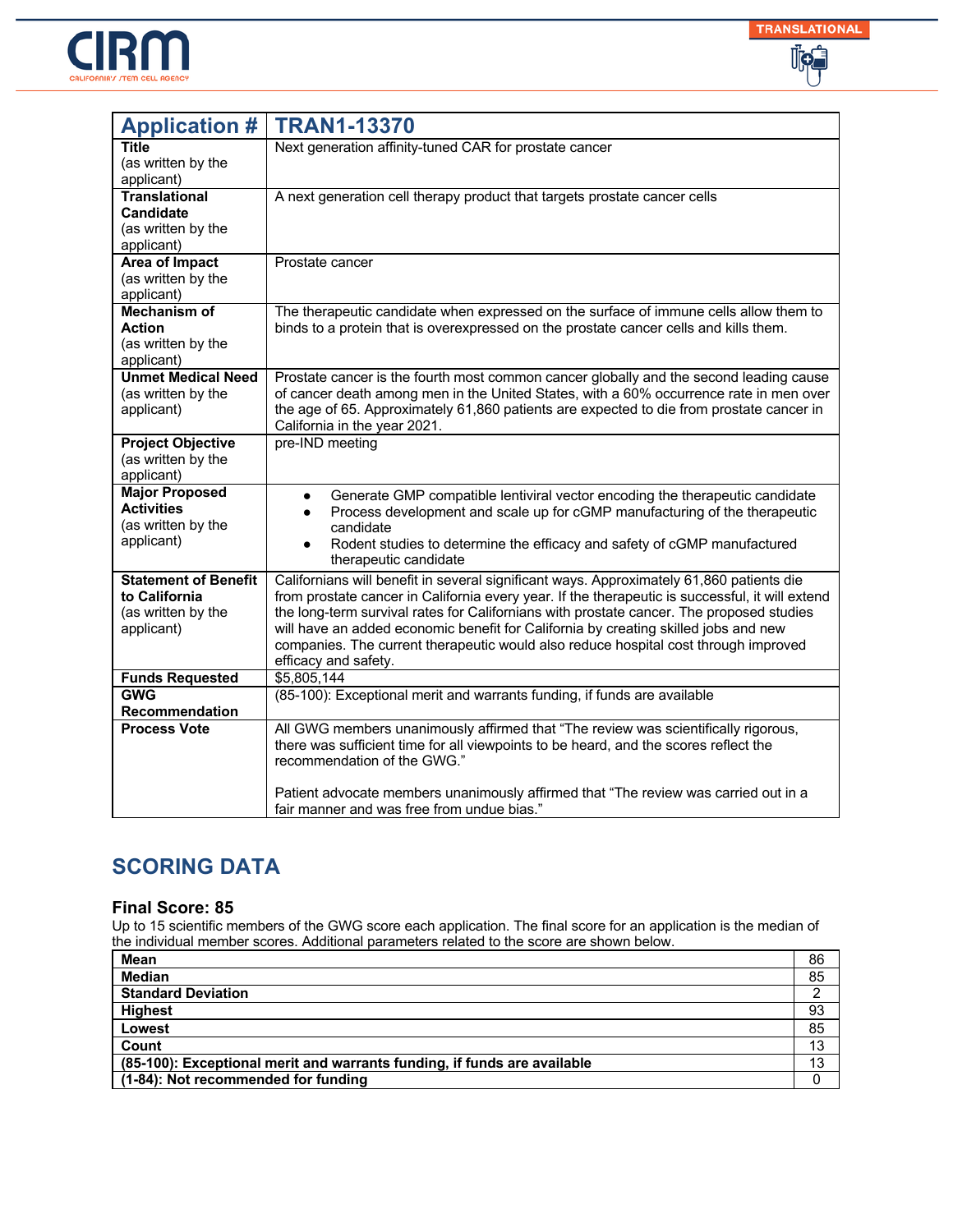| Application # | TRAN1-13370 |
| --- | --- |
| **Title** (as written by the applicant) | Next generation affinity-tuned CAR for prostate cancer |
| **Translational Candidate** (as written by the applicant) | A next generation cell therapy product that targets prostate cancer cells |
| **Area of Impact** (as written by the applicant) | Prostate cancer |
| **Mechanism of Action** (as written by the applicant) | The therapeutic candidate when expressed on the surface of immune cells allow them to binds to a protein that is overexpressed on the prostate cancer cells and kills them. |
| **Unmet Medical Need** (as written by the applicant) | Prostate cancer is the fourth most common cancer globally and the second leading cause of cancer death among men in the United States, with a 60% occurrence rate in men over the age of 65. Approximately 61,860 patients are expected to die from prostate cancer in California in the year 2021. |
| **Project Objective** (as written by the applicant) | pre-IND meeting |
| **Major Proposed Activities** (as written by the applicant) | • Generate GMP compatible lentiviral vector encoding the therapeutic candidate<br>• Process development and scale up for cGMP manufacturing of the therapeutic candidate<br>• Rodent studies to determine the efficacy and safety of cGMP manufactured therapeutic candidate |
| **Statement of Benefit to California** (as written by the applicant) | Californians will benefit in several significant ways. Approximately 61,860 patients die from prostate cancer in California every year. If the therapeutic is successful, it will extend the long-term survival rates for Californians with prostate cancer. The proposed studies will have an added economic benefit for California by creating skilled jobs and new companies. The current therapeutic would also reduce hospital cost through improved efficacy and safety. |
| **Funds Requested** | $5,805,144 |
| **GWG Recommendation** | (85-100): Exceptional merit and warrants funding, if funds are available |
| **Process Vote** | All GWG members unanimously affirmed that "The review was scientifically rigorous, there was sufficient time for all viewpoints to be heard, and the scores reflect the recommendation of the GWG."<br><br>Patient advocate members unanimously affirmed that "The review was carried out in a fair manner and was free from undue bias." |

## SCORING DATA

### Final Score: 85

Up to 15 scientific members of the GWG score each application. The final score for an application is the median of the individual member scores. Additional parameters related to the score are shown below.

| | |
| --- | --- |
| **Mean** | 86 |
| **Median** | 85 |
| **Standard Deviation** | 2 |
| **Highest** | 93 |
| **Lowest** | 85 |
| **Count** | 13 |
| **(85-100): Exceptional merit and warrants funding, if funds are available** | 13 |
| **(1-84): Not recommended for funding** | 0 |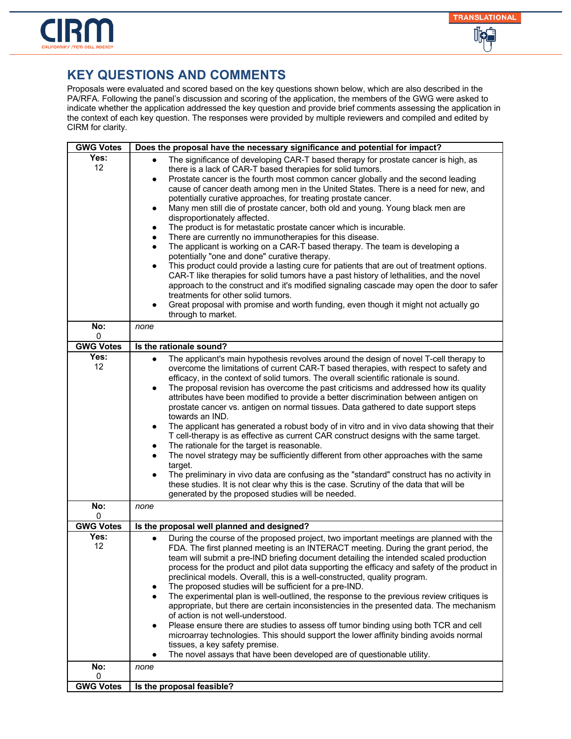## KEY QUESTIONS AND COMMENTS

Proposals were evaluated and scored based on the key questions shown below, which are also described in the PA/RFA. Following the panel's discussion and scoring of the application, the members of the GWG were asked to indicate whether the application addressed the key question and provide brief comments assessing the application in the context of each key question. The responses were provided by multiple reviewers and compiled and edited by CIRM for clarity.

| GWG Votes | Does the proposal have the necessary significance and potential for impact? |
|---|---|
| Yes: 12 | • The significance of developing CAR-T based therapy for prostate cancer is high, as there is a lack of CAR-T based therapies for solid tumors.<br>• Prostate cancer is the fourth most common cancer globally and the second leading cause of cancer death among men in the United States. There is a need for new, and potentially curative approaches, for treating prostate cancer.<br>• Many men still die of prostate cancer, both old and young. Young black men are disproportionately affected.<br>• The product is for metastatic prostate cancer which is incurable.<br>• There are currently no immunotherapies for this disease.<br>• The applicant is working on a CAR-T based therapy. The team is developing a potentially "one and done" curative therapy.<br>• This product could provide a lasting cure for patients that are out of treatment options. CAR-T like therapies for solid tumors have a past history of lethalities, and the novel approach to the construct and it's modified signaling cascade may open the door to safer treatments for other solid tumors.<br>• Great proposal with promise and worth funding, even though it might not actually go through to market. |
| No: 0 | *none* |
| **GWG Votes** | **Is the rationale sound?** |
| Yes: 12 | • The applicant's main hypothesis revolves around the design of novel T-cell therapy to overcome the limitations of current CAR-T based therapies, with respect to safety and efficacy, in the context of solid tumors. The overall scientific rationale is sound.<br>• The proposal revision has overcome the past criticisms and addressed how its quality attributes have been modified to provide a better discrimination between antigen on prostate cancer vs. antigen on normal tissues. Data gathered to date support steps towards an IND.<br>• The applicant has generated a robust body of in vitro and in vivo data showing that their T cell-therapy is as effective as current CAR construct designs with the same target.<br>• The rationale for the target is reasonable.<br>• The novel strategy may be sufficiently different from other approaches with the same target.<br>• The preliminary in vivo data are confusing as the "standard" construct has no activity in these studies. It is not clear why this is the case. Scrutiny of the data that will be generated by the proposed studies will be needed. |
| No: 0 | *none* |
| **GWG Votes** | **Is the proposal well planned and designed?** |
| Yes: 12 | • During the course of the proposed project, two important meetings are planned with the FDA. The first planned meeting is an INTERACT meeting. During the grant period, the team will submit a pre-IND briefing document detailing the intended scaled production process for the product and pilot data supporting the efficacy and safety of the product in preclinical models. Overall, this is a well-constructed, quality program.<br>• The proposed studies will be sufficient for a pre-IND.<br>• The experimental plan is well-outlined, the response to the previous review critiques is appropriate, but there are certain inconsistencies in the presented data. The mechanism of action is not well-understood.<br>• Please ensure there are studies to assess off tumor binding using both TCR and cell microarray technologies. This should support the lower affinity binding avoids normal tissues, a key safety premise.<br>• The novel assays that have been developed are of questionable utility. |
| No: 0 | *none* |
| **GWG Votes** | **Is the proposal feasible?** |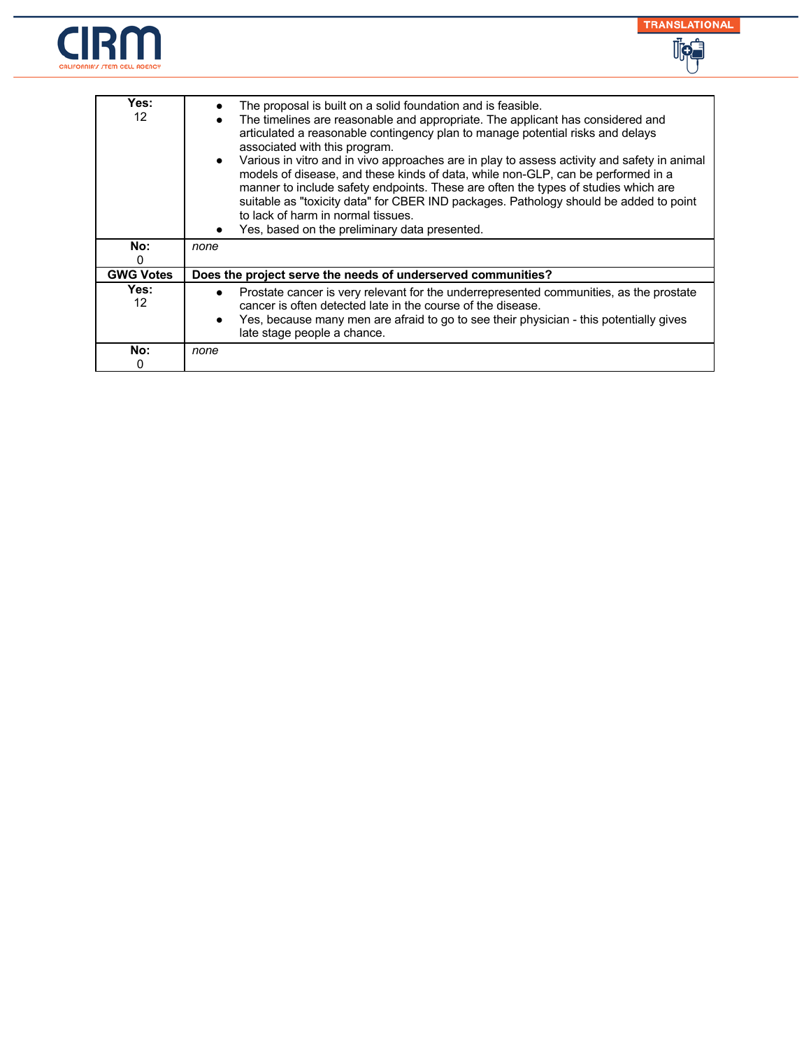| | |
|---|---|
| **Yes:** 12 | ● The proposal is built on a solid foundation and is feasible.<br>● The timelines are reasonable and appropriate. The applicant has considered and articulated a reasonable contingency plan to manage potential risks and delays associated with this program.<br>● Various in vitro and in vivo approaches are in play to assess activity and safety in animal models of disease, and these kinds of data, while non-GLP, can be performed in a manner to include safety endpoints. These are often the types of studies which are suitable as "toxicity data" for CBER IND packages. Pathology should be added to point to lack of harm in normal tissues.<br>● Yes, based on the preliminary data presented. |
| **No:** 0 | *none* |
| **GWG Votes** | **Does the project serve the needs of underserved communities?** |
| **Yes:** 12 | ● Prostate cancer is very relevant for the underrepresented communities, as the prostate cancer is often detected late in the course of the disease.<br>● Yes, because many men are afraid to go to see their physician - this potentially gives late stage people a chance. |
| **No:** 0 | *none* |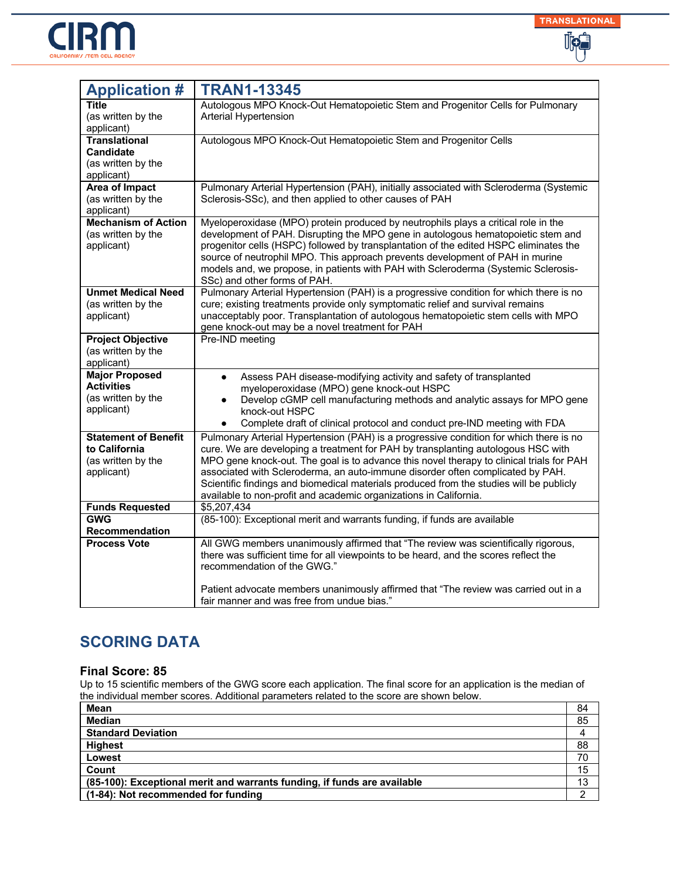| Application # | TRAN1-13345 |
|---|---|
| **Title** (as written by the applicant) | Autologous MPO Knock-Out Hematopoietic Stem and Progenitor Cells for Pulmonary Arterial Hypertension |
| **Translational Candidate** (as written by the applicant) | Autologous MPO Knock-Out Hematopoietic Stem and Progenitor Cells |
| **Area of Impact** (as written by the applicant) | Pulmonary Arterial Hypertension (PAH), initially associated with Scleroderma (Systemic Sclerosis-SSc), and then applied to other causes of PAH |
| **Mechanism of Action** (as written by the applicant) | Myeloperoxidase (MPO) protein produced by neutrophils plays a critical role in the development of PAH. Disrupting the MPO gene in autologous hematopoietic stem and progenitor cells (HSPC) followed by transplantation of the edited HSPC eliminates the source of neutrophil MPO. This approach prevents development of PAH in murine models and, we propose, in patients with PAH with Scleroderma (Systemic Sclerosis-SSc) and other forms of PAH. |
| **Unmet Medical Need** (as written by the applicant) | Pulmonary Arterial Hypertension (PAH) is a progressive condition for which there is no cure; existing treatments provide only symptomatic relief and survival remains unacceptably poor. Transplantation of autologous hematopoietic stem cells with MPO gene knock-out may be a novel treatment for PAH |
| **Project Objective** (as written by the applicant) | Pre-IND meeting |
| **Major Proposed Activities** (as written by the applicant) | • Assess PAH disease-modifying activity and safety of transplanted myeloperoxidase (MPO) gene knock-out HSPC<br>• Develop cGMP cell manufacturing methods and analytic assays for MPO gene knock-out HSPC<br>• Complete draft of clinical protocol and conduct pre-IND meeting with FDA |
| **Statement of Benefit to California** (as written by the applicant) | Pulmonary Arterial Hypertension (PAH) is a progressive condition for which there is no cure. We are developing a treatment for PAH by transplanting autologous HSC with MPO gene knock-out. The goal is to advance this novel therapy to clinical trials for PAH associated with Scleroderma, an auto-immune disorder often complicated by PAH. Scientific findings and biomedical materials produced from the studies will be publicly available to non-profit and academic organizations in California. |
| **Funds Requested** | $5,207,434 |
| **GWG Recommendation** | (85-100): Exceptional merit and warrants funding, if funds are available |
| **Process Vote** | All GWG members unanimously affirmed that "The review was scientifically rigorous, there was sufficient time for all viewpoints to be heard, and the scores reflect the recommendation of the GWG."<br><br>Patient advocate members unanimously affirmed that "The review was carried out in a fair manner and was free from undue bias." |

## SCORING DATA

### Final Score: 85

Up to 15 scientific members of the GWG score each application. The final score for an application is the median of the individual member scores. Additional parameters related to the score are shown below.

| | |
|---|---|
| **Mean** | 84 |
| **Median** | 85 |
| **Standard Deviation** | 4 |
| **Highest** | 88 |
| **Lowest** | 70 |
| **Count** | 15 |
| **(85-100): Exceptional merit and warrants funding, if funds are available** | 13 |
| **(1-84): Not recommended for funding** | 2 |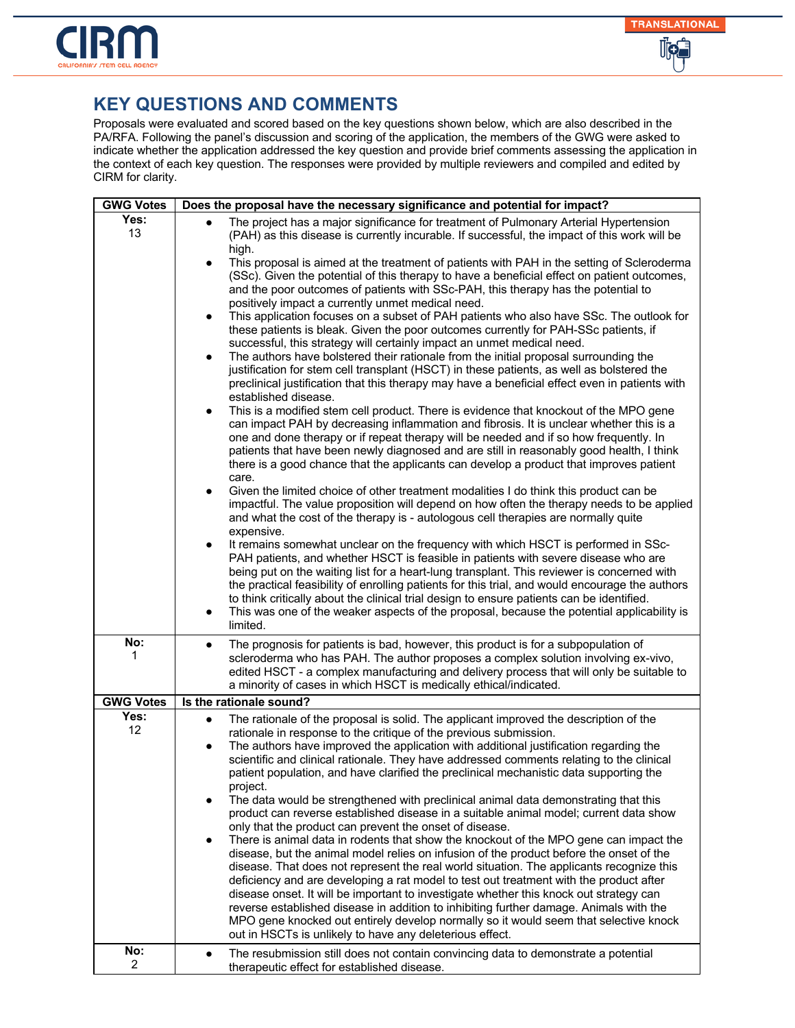## KEY QUESTIONS AND COMMENTS

Proposals were evaluated and scored based on the key questions shown below, which are also described in the PA/RFA. Following the panel's discussion and scoring of the application, the members of the GWG were asked to indicate whether the application addressed the key question and provide brief comments assessing the application in the context of each key question. The responses were provided by multiple reviewers and compiled and edited by CIRM for clarity.

| GWG Votes | Does the proposal have the necessary significance and potential for impact? |
|---|---|
| **Yes:** 13 | • The project has a major significance for treatment of Pulmonary Arterial Hypertension (PAH) as this disease is currently incurable. If successful, the impact of this work will be high.<br>• This proposal is aimed at the treatment of patients with PAH in the setting of Scleroderma (SSc). Given the potential of this therapy to have a beneficial effect on patient outcomes, and the poor outcomes of patients with SSc-PAH, this therapy has the potential to positively impact a currently unmet medical need.<br>• This application focuses on a subset of PAH patients who also have SSc. The outlook for these patients is bleak. Given the poor outcomes currently for PAH-SSc patients, if successful, this strategy will certainly impact an unmet medical need.<br>• The authors have bolstered their rationale from the initial proposal surrounding the justification for stem cell transplant (HSCT) in these patients, as well as bolstered the preclinical justification that this therapy may have a beneficial effect even in patients with established disease.<br>• This is a modified stem cell product. There is evidence that knockout of the MPO gene can impact PAH by decreasing inflammation and fibrosis. It is unclear whether this is a one and done therapy or if repeat therapy will be needed and if so how frequently. In patients that have been newly diagnosed and are still in reasonably good health, I think there is a good chance that the applicants can develop a product that improves patient care.<br>• Given the limited choice of other treatment modalities I do think this product can be impactful. The value proposition will depend on how often the therapy needs to be applied and what the cost of the therapy is - autologous cell therapies are normally quite expensive.<br>• It remains somewhat unclear on the frequency with which HSCT is performed in SSc-PAH patients, and whether HSCT is feasible in patients with severe disease who are being put on the waiting list for a heart-lung transplant. This reviewer is concerned with the practical feasibility of enrolling patients for this trial, and would encourage the authors to think critically about the clinical trial design to ensure patients can be identified.<br>• This was one of the weaker aspects of the proposal, because the potential applicability is limited. |
| **No:** 1 | • The prognosis for patients is bad, however, this product is for a subpopulation of scleroderma who has PAH. The author proposes a complex solution involving ex-vivo, edited HSCT - a complex manufacturing and delivery process that will only be suitable to a minority of cases in which HSCT is medically ethical/indicated. |

| GWG Votes | Is the rationale sound? |
|---|---|
| **Yes:** 12 | • The rationale of the proposal is solid. The applicant improved the description of the rationale in response to the critique of the previous submission.<br>• The authors have improved the application with additional justification regarding the scientific and clinical rationale. They have addressed comments relating to the clinical patient population, and have clarified the preclinical mechanistic data supporting the project.<br>• The data would be strengthened with preclinical animal data demonstrating that this product can reverse established disease in a suitable animal model; current data show only that the product can prevent the onset of disease.<br>• There is animal data in rodents that show the knockout of the MPO gene can impact the disease, but the animal model relies on infusion of the product before the onset of the disease. That does not represent the real world situation. The applicants recognize this deficiency and are developing a rat model to test out treatment with the product after disease onset. It will be important to investigate whether this knock out strategy can reverse established disease in addition to inhibiting further damage. Animals with the MPO gene knocked out entirely develop normally so it would seem that selective knock out in HSCTs is unlikely to have any deleterious effect. |
| **No:** 2 | • The resubmission still does not contain convincing data to demonstrate a potential therapeutic effect for established disease. |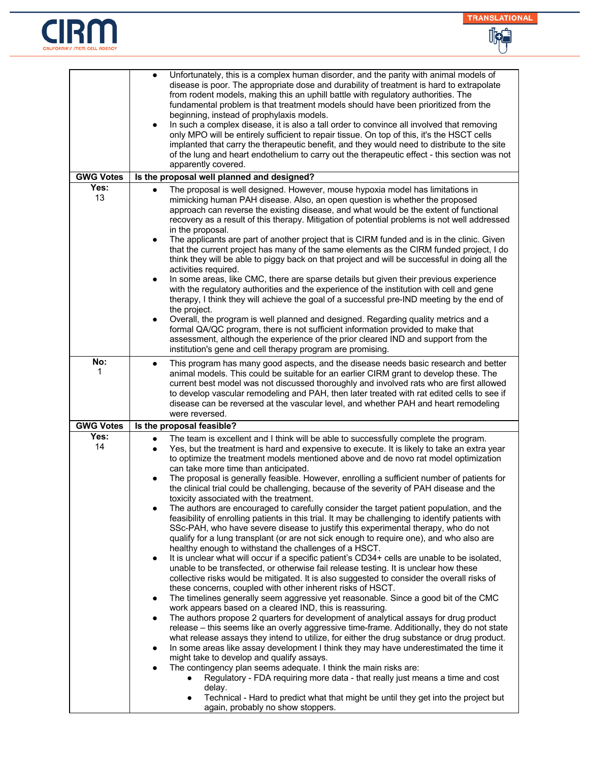| | |
|---|---|
| | • Unfortunately, this is a complex human disorder, and the parity with animal models of disease is poor. The appropriate dose and durability of treatment is hard to extrapolate from rodent models, making this an uphill battle with regulatory authorities. The fundamental problem is that treatment models should have been prioritized from the beginning, instead of prophylaxis models.<br>• In such a complex disease, it is also a tall order to convince all involved that removing only MPO will be entirely sufficient to repair tissue. On top of this, it's the HSCT cells implanted that carry the therapeutic benefit, and they would need to distribute to the site of the lung and heart endothelium to carry out the therapeutic effect - this section was not apparently covered. |
| **GWG Votes** | **Is the proposal well planned and designed?** |
| **Yes:** 13 | • The proposal is well designed. However, mouse hypoxia model has limitations in mimicking human PAH disease. Also, an open question is whether the proposed approach can reverse the existing disease, and what would be the extent of functional recovery as a result of this therapy. Mitigation of potential problems is not well addressed in the proposal.<br>• The applicants are part of another project that is CIRM funded and is in the clinic. Given that the current project has many of the same elements as the CIRM funded project, I do think they will be able to piggy back on that project and will be successful in doing all the activities required.<br>• In some areas, like CMC, there are sparse details but given their previous experience with the regulatory authorities and the experience of the institution with cell and gene therapy, I think they will achieve the goal of a successful pre-IND meeting by the end of the project.<br>• Overall, the program is well planned and designed. Regarding quality metrics and a formal QA/QC program, there is not sufficient information provided to make that assessment, although the experience of the prior cleared IND and support from the institution's gene and cell therapy program are promising. |
| **No:** 1 | • This program has many good aspects, and the disease needs basic research and better animal models. This could be suitable for an earlier CIRM grant to develop these. The current best model was not discussed thoroughly and involved rats who are first allowed to develop vascular remodeling and PAH, then later treated with rat edited cells to see if disease can be reversed at the vascular level, and whether PAH and heart remodeling were reversed. |
| **GWG Votes** | **Is the proposal feasible?** |
| **Yes:** 14 | • The team is excellent and I think will be able to successfully complete the program.<br>• Yes, but the treatment is hard and expensive to execute. It is likely to take an extra year to optimize the treatment models mentioned above and de novo rat model optimization can take more time than anticipated.<br>• The proposal is generally feasible. However, enrolling a sufficient number of patients for the clinical trial could be challenging, because of the severity of PAH disease and the toxicity associated with the treatment.<br>• The authors are encouraged to carefully consider the target patient population, and the feasibility of enrolling patients in this trial. It may be challenging to identify patients with SSc-PAH, who have severe disease to justify this experimental therapy, who do not qualify for a lung transplant (or are not sick enough to require one), and who also are healthy enough to withstand the challenges of a HSCT.<br>• It is unclear what will occur if a specific patient's CD34+ cells are unable to be isolated, unable to be transfected, or otherwise fail release testing. It is unclear how these collective risks would be mitigated. It is also suggested to consider the overall risks of these concerns, coupled with other inherent risks of HSCT.<br>• The timelines generally seem aggressive yet reasonable. Since a good bit of the CMC work appears based on a cleared IND, this is reassuring.<br>• The authors propose 2 quarters for development of analytical assays for drug product release – this seems like an overly aggressive time-frame. Additionally, they do not state what release assays they intend to utilize, for either the drug substance or drug product.<br>• In some areas like assay development I think they may have underestimated the time it might take to develop and qualify assays.<br>• The contingency plan seems adequate. I think the main risks are:<br>&nbsp;&nbsp;&nbsp;&nbsp;○ Regulatory - FDA requiring more data - that really just means a time and cost delay.<br>&nbsp;&nbsp;&nbsp;&nbsp;○ Technical - Hard to predict what that might be until they get into the project but again, probably no show stoppers. |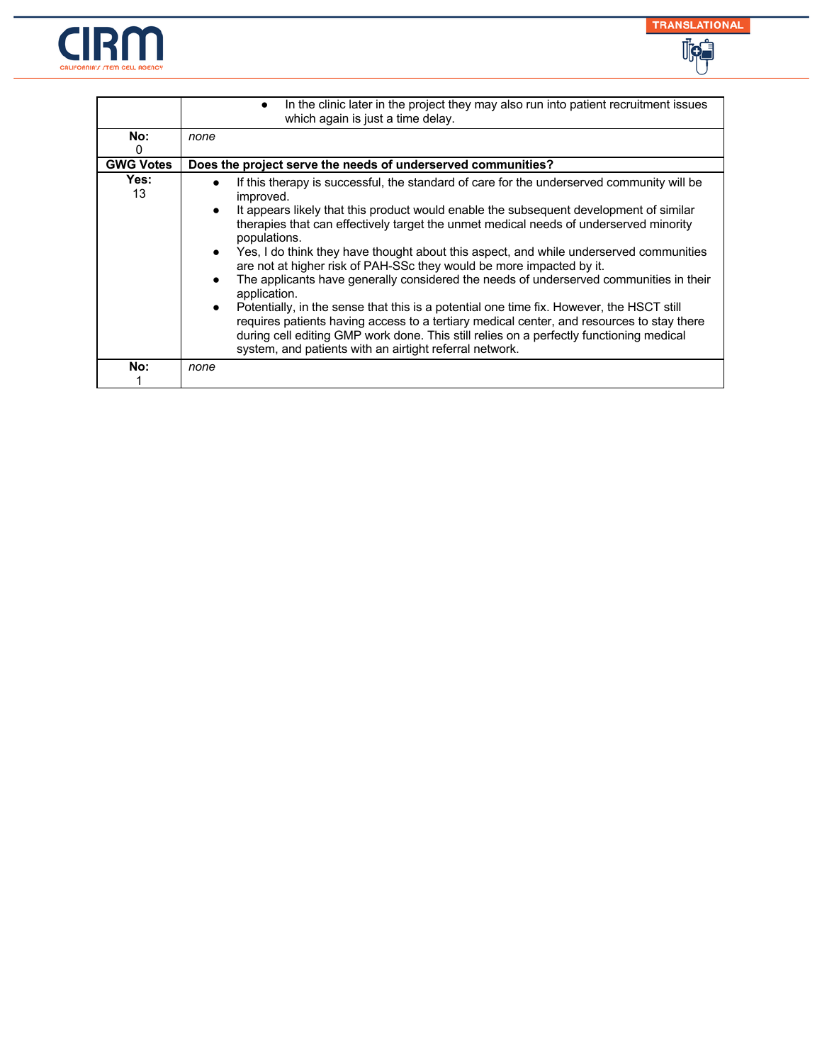| | |
|---|---|
| | • In the clinic later in the project they may also run into patient recruitment issues which again is just a time delay. |
| **No:** 0 | *none* |
| **GWG Votes** | **Does the project serve the needs of underserved communities?** |
| **Yes:** 13 | • If this therapy is successful, the standard of care for the underserved community will be improved.<br>• It appears likely that this product would enable the subsequent development of similar therapies that can effectively target the unmet medical needs of underserved minority populations.<br>• Yes, I do think they have thought about this aspect, and while underserved communities are not at higher risk of PAH-SSc they would be more impacted by it.<br>• The applicants have generally considered the needs of underserved communities in their application.<br>• Potentially, in the sense that this is a potential one time fix. However, the HSCT still requires patients having access to a tertiary medical center, and resources to stay there during cell editing GMP work done. This still relies on a perfectly functioning medical system, and patients with an airtight referral network. |
| **No:** 1 | *none* |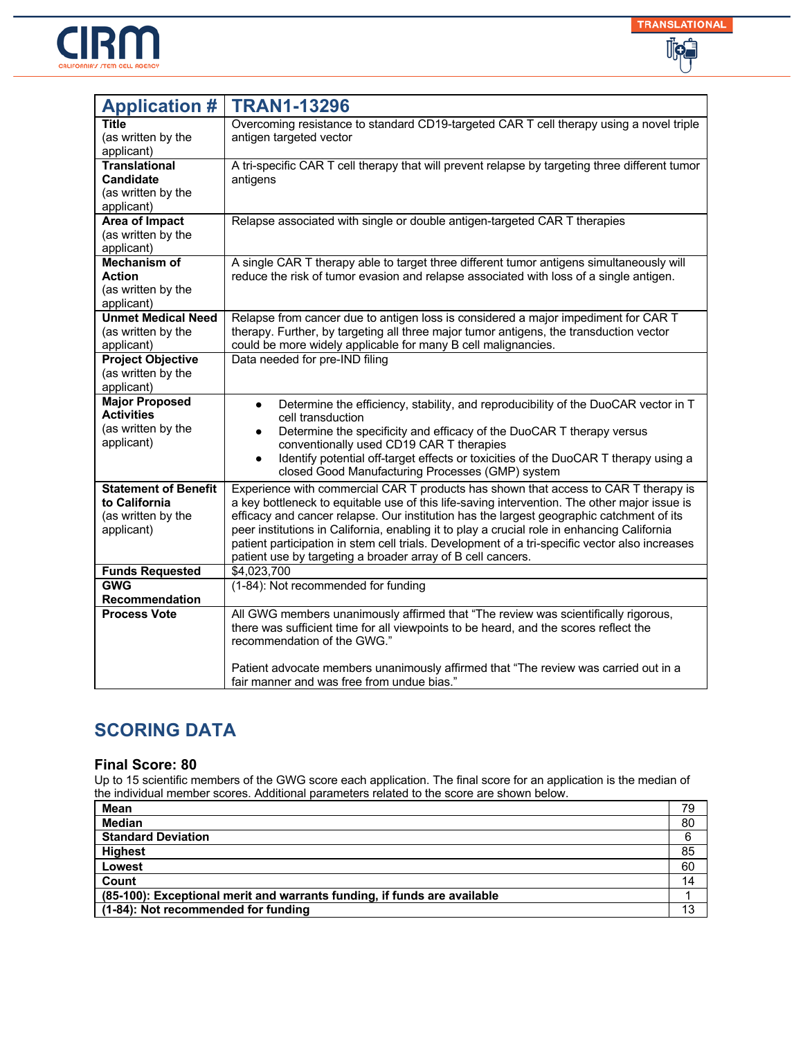| Application # | TRAN1-13296 |
|---|---|
| **Title** (as written by the applicant) | Overcoming resistance to standard CD19-targeted CAR T cell therapy using a novel triple antigen targeted vector |
| **Translational Candidate** (as written by the applicant) | A tri-specific CAR T cell therapy that will prevent relapse by targeting three different tumor antigens |
| **Area of Impact** (as written by the applicant) | Relapse associated with single or double antigen-targeted CAR T therapies |
| **Mechanism of Action** (as written by the applicant) | A single CAR T therapy able to target three different tumor antigens simultaneously will reduce the risk of tumor evasion and relapse associated with loss of a single antigen. |
| **Unmet Medical Need** (as written by the applicant) | Relapse from cancer due to antigen loss is considered a major impediment for CAR T therapy. Further, by targeting all three major tumor antigens, the transduction vector could be more widely applicable for many B cell malignancies. |
| **Project Objective** (as written by the applicant) | Data needed for pre-IND filing |
| **Major Proposed Activities** (as written by the applicant) | • Determine the efficiency, stability, and reproducibility of the DuoCAR vector in T cell transduction<br>• Determine the specificity and efficacy of the DuoCAR T therapy versus conventionally used CD19 CAR T therapies<br>• Identify potential off-target effects or toxicities of the DuoCAR T therapy using a closed Good Manufacturing Processes (GMP) system |
| **Statement of Benefit to California** (as written by the applicant) | Experience with commercial CAR T products has shown that access to CAR T therapy is a key bottleneck to equitable use of this life-saving intervention. The other major issue is efficacy and cancer relapse. Our institution has the largest geographic catchment of its peer institutions in California, enabling it to play a crucial role in enhancing California patient participation in stem cell trials. Development of a tri-specific vector also increases patient use by targeting a broader array of B cell cancers. |
| **Funds Requested** | $4,023,700 |
| **GWG Recommendation** | (1-84): Not recommended for funding |
| **Process Vote** | All GWG members unanimously affirmed that "The review was scientifically rigorous, there was sufficient time for all viewpoints to be heard, and the scores reflect the recommendation of the GWG."<br><br>Patient advocate members unanimously affirmed that "The review was carried out in a fair manner and was free from undue bias." |

## SCORING DATA

### Final Score: 80

Up to 15 scientific members of the GWG score each application. The final score for an application is the median of the individual member scores. Additional parameters related to the score are shown below.

| | |
|---|---|
| **Mean** | 79 |
| **Median** | 80 |
| **Standard Deviation** | 6 |
| **Highest** | 85 |
| **Lowest** | 60 |
| **Count** | 14 |
| **(85-100): Exceptional merit and warrants funding, if funds are available** | 1 |
| **(1-84): Not recommended for funding** | 13 |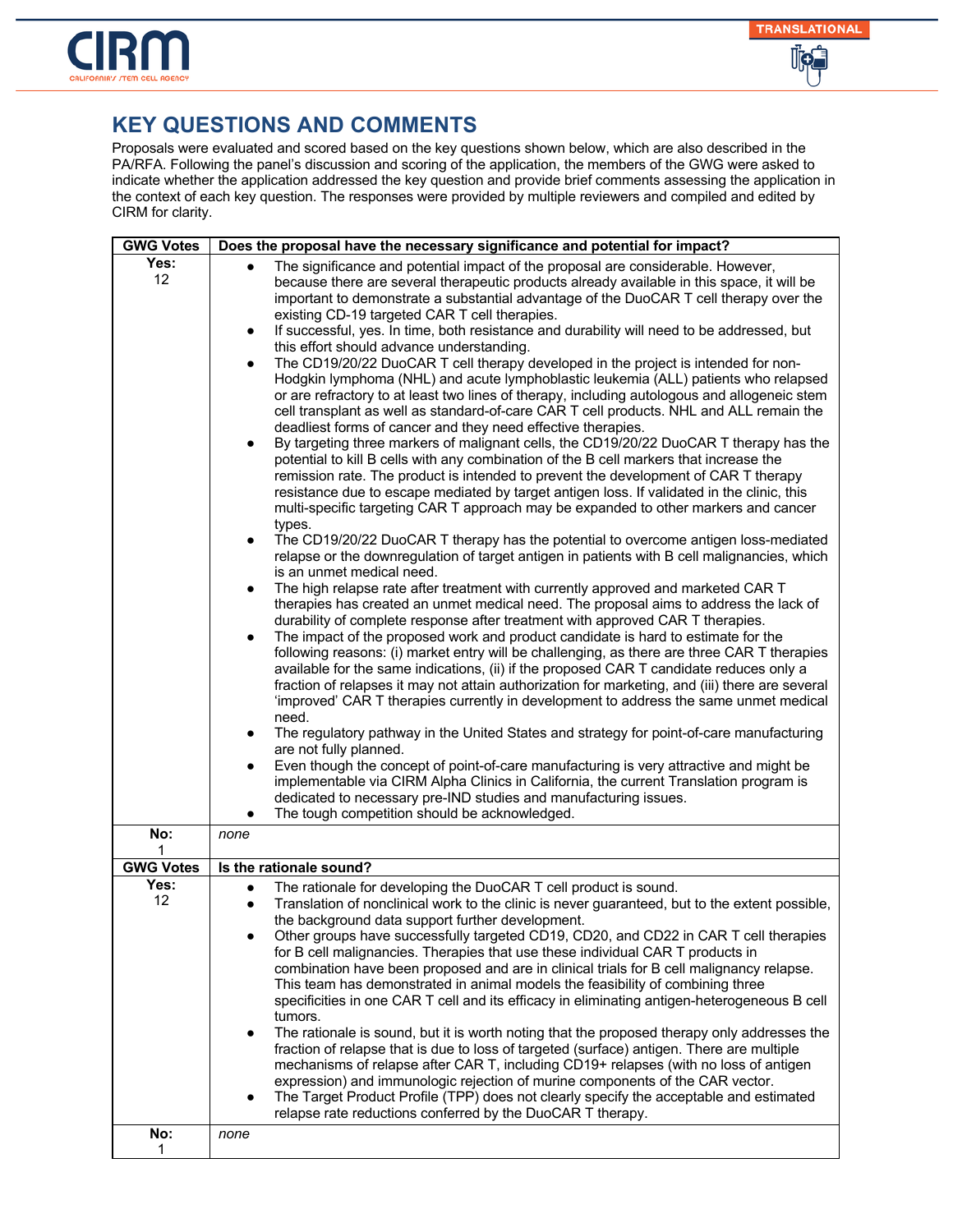## KEY QUESTIONS AND COMMENTS

Proposals were evaluated and scored based on the key questions shown below, which are also described in the PA/RFA. Following the panel's discussion and scoring of the application, the members of the GWG were asked to indicate whether the application addressed the key question and provide brief comments assessing the application in the context of each key question. The responses were provided by multiple reviewers and compiled and edited by CIRM for clarity.

| GWG Votes | Does the proposal have the necessary significance and potential for impact? |
|---|---|
| **Yes:** 12 | • The significance and potential impact of the proposal are considerable. However, because there are several therapeutic products already available in this space, it will be important to demonstrate a substantial advantage of the DuoCAR T cell therapy over the existing CD-19 targeted CAR T cell therapies.<br>• If successful, yes. In time, both resistance and durability will need to be addressed, but this effort should advance understanding.<br>• The CD19/20/22 DuoCAR T cell therapy developed in the project is intended for non-Hodgkin lymphoma (NHL) and acute lymphoblastic leukemia (ALL) patients who relapsed or are refractory to at least two lines of therapy, including autologous and allogeneic stem cell transplant as well as standard-of-care CAR T cell products. NHL and ALL remain the deadliest forms of cancer and they need effective therapies.<br>• By targeting three markers of malignant cells, the CD19/20/22 DuoCAR T therapy has the potential to kill B cells with any combination of the B cell markers that increase the remission rate. The product is intended to prevent the development of CAR T therapy resistance due to escape mediated by target antigen loss. If validated in the clinic, this multi-specific targeting CAR T approach may be expanded to other markers and cancer types.<br>• The CD19/20/22 DuoCAR T therapy has the potential to overcome antigen loss-mediated relapse or the downregulation of target antigen in patients with B cell malignancies, which is an unmet medical need.<br>• The high relapse rate after treatment with currently approved and marketed CAR T therapies has created an unmet medical need. The proposal aims to address the lack of durability of complete response after treatment with approved CAR T therapies.<br>• The impact of the proposed work and product candidate is hard to estimate for the following reasons: (i) market entry will be challenging, as there are three CAR T therapies available for the same indications, (ii) if the proposed CAR T candidate reduces only a fraction of relapses it may not attain authorization for marketing, and (iii) there are several 'improved' CAR T therapies currently in development to address the same unmet medical need.<br>• The regulatory pathway in the United States and strategy for point-of-care manufacturing are not fully planned.<br>• Even though the concept of point-of-care manufacturing is very attractive and might be implementable via CIRM Alpha Clinics in California, the current Translation program is dedicated to necessary pre-IND studies and manufacturing issues.<br>• The tough competition should be acknowledged. |
| **No:** 1 | *none* |
| **GWG Votes** | **Is the rationale sound?** |
| **Yes:** 12 | • The rationale for developing the DuoCAR T cell product is sound.<br>• Translation of nonclinical work to the clinic is never guaranteed, but to the extent possible, the background data support further development.<br>• Other groups have successfully targeted CD19, CD20, and CD22 in CAR T cell therapies for B cell malignancies. Therapies that use these individual CAR T products in combination have been proposed and are in clinical trials for B cell malignancy relapse. This team has demonstrated in animal models the feasibility of combining three specificities in one CAR T cell and its efficacy in eliminating antigen-heterogeneous B cell tumors.<br>• The rationale is sound, but it is worth noting that the proposed therapy only addresses the fraction of relapse that is due to loss of targeted (surface) antigen. There are multiple mechanisms of relapse after CAR T, including CD19+ relapses (with no loss of antigen expression) and immunologic rejection of murine components of the CAR vector.<br>• The Target Product Profile (TPP) does not clearly specify the acceptable and estimated relapse rate reductions conferred by the DuoCAR T therapy. |
| **No:** 1 | *none* |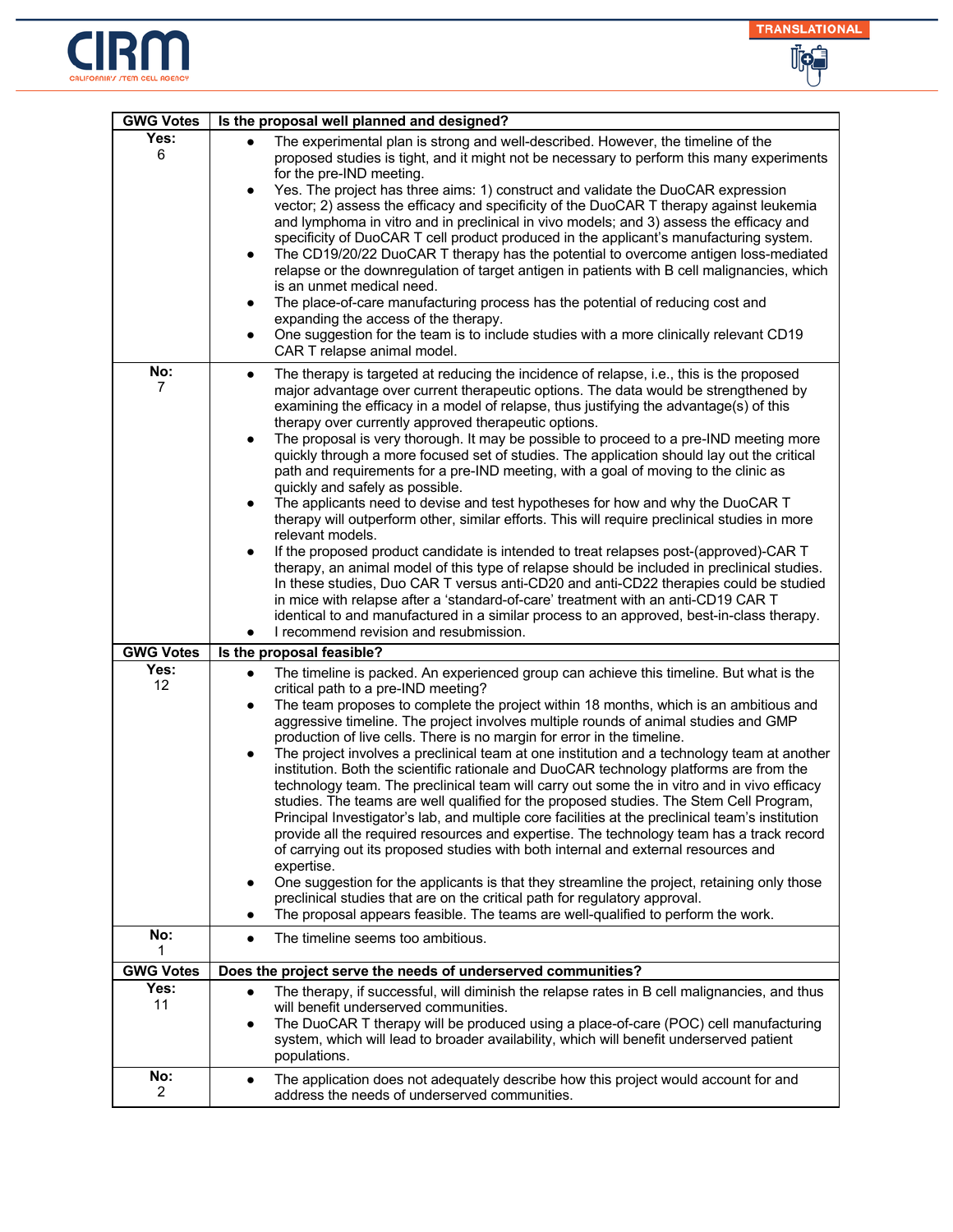| GWG Votes | Is the proposal well planned and designed? |
|---|---|
| **Yes:** 6 | • The experimental plan is strong and well-described. However, the timeline of the proposed studies is tight, and it might not be necessary to perform this many experiments for the pre-IND meeting.<br>• Yes. The project has three aims: 1) construct and validate the DuoCAR expression vector; 2) assess the efficacy and specificity of the DuoCAR T therapy against leukemia and lymphoma in vitro and in preclinical in vivo models; and 3) assess the efficacy and specificity of DuoCAR T cell product produced in the applicant's manufacturing system.<br>• The CD19/20/22 DuoCAR T therapy has the potential to overcome antigen loss-mediated relapse or the downregulation of target antigen in patients with B cell malignancies, which is an unmet medical need.<br>• The place-of-care manufacturing process has the potential of reducing cost and expanding the access of the therapy.<br>• One suggestion for the team is to include studies with a more clinically relevant CD19 CAR T relapse animal model. |
| **No:** 7 | • The therapy is targeted at reducing the incidence of relapse, i.e., this is the proposed major advantage over current therapeutic options. The data would be strengthened by examining the efficacy in a model of relapse, thus justifying the advantage(s) of this therapy over currently approved therapeutic options.<br>• The proposal is very thorough. It may be possible to proceed to a pre-IND meeting more quickly through a more focused set of studies. The application should lay out the critical path and requirements for a pre-IND meeting, with a goal of moving to the clinic as quickly and safely as possible.<br>• The applicants need to devise and test hypotheses for how and why the DuoCAR T therapy will outperform other, similar efforts. This will require preclinical studies in more relevant models.<br>• If the proposed product candidate is intended to treat relapses post-(approved)-CAR T therapy, an animal model of this type of relapse should be included in preclinical studies. In these studies, Duo CAR T versus anti-CD20 and anti-CD22 therapies could be studied in mice with relapse after a 'standard-of-care' treatment with an anti-CD19 CAR T identical to and manufactured in a similar process to an approved, best-in-class therapy.<br>• I recommend revision and resubmission. |
| **GWG Votes** | **Is the proposal feasible?** |
| **Yes:** 12 | • The timeline is packed. An experienced group can achieve this timeline. But what is the critical path to a pre-IND meeting?<br>• The team proposes to complete the project within 18 months, which is an ambitious and aggressive timeline. The project involves multiple rounds of animal studies and GMP production of live cells. There is no margin for error in the timeline.<br>• The project involves a preclinical team at one institution and a technology team at another institution. Both the scientific rationale and DuoCAR technology platforms are from the technology team. The preclinical team will carry out some the in vitro and in vivo efficacy studies. The teams are well qualified for the proposed studies. The Stem Cell Program, Principal Investigator's lab, and multiple core facilities at the preclinical team's institution provide all the required resources and expertise. The technology team has a track record of carrying out its proposed studies with both internal and external resources and expertise.<br>• One suggestion for the applicants is that they streamline the project, retaining only those preclinical studies that are on the critical path for regulatory approval.<br>• The proposal appears feasible. The teams are well-qualified to perform the work. |
| **No:** 1 | • The timeline seems too ambitious. |
| **GWG Votes** | **Does the project serve the needs of underserved communities?** |
| **Yes:** 11 | • The therapy, if successful, will diminish the relapse rates in B cell malignancies, and thus will benefit underserved communities.<br>• The DuoCAR T therapy will be produced using a place-of-care (POC) cell manufacturing system, which will lead to broader availability, which will benefit underserved patient populations. |
| **No:** 2 | • The application does not adequately describe how this project would account for and address the needs of underserved communities. |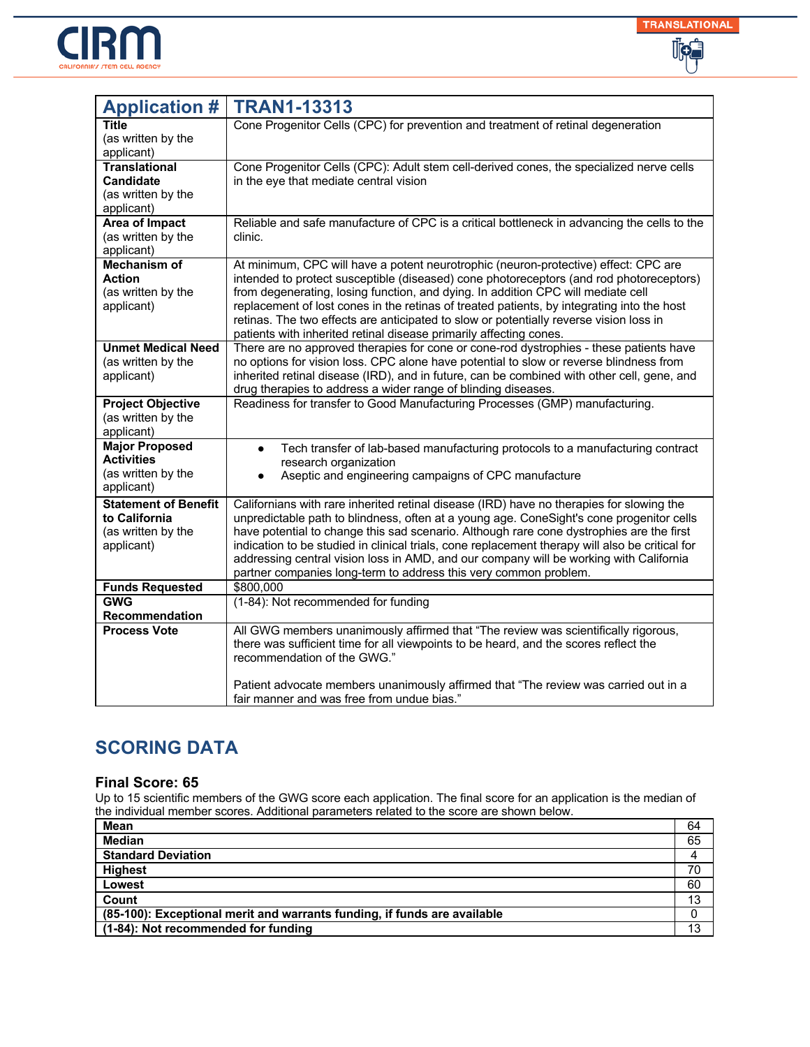| Application # | TRAN1-13313 |
|---|---|
| **Title** (as written by the applicant) | Cone Progenitor Cells (CPC) for prevention and treatment of retinal degeneration |
| **Translational Candidate** (as written by the applicant) | Cone Progenitor Cells (CPC): Adult stem cell-derived cones, the specialized nerve cells in the eye that mediate central vision |
| **Area of Impact** (as written by the applicant) | Reliable and safe manufacture of CPC is a critical bottleneck in advancing the cells to the clinic. |
| **Mechanism of Action** (as written by the applicant) | At minimum, CPC will have a potent neurotrophic (neuron-protective) effect: CPC are intended to protect susceptible (diseased) cone photoreceptors (and rod photoreceptors) from degenerating, losing function, and dying. In addition CPC will mediate cell replacement of lost cones in the retinas of treated patients, by integrating into the host retinas. The two effects are anticipated to slow or potentially reverse vision loss in patients with inherited retinal disease primarily affecting cones. |
| **Unmet Medical Need** (as written by the applicant) | There are no approved therapies for cone or cone-rod dystrophies - these patients have no options for vision loss. CPC alone have potential to slow or reverse blindness from inherited retinal disease (IRD), and in future, can be combined with other cell, gene, and drug therapies to address a wider range of blinding diseases. |
| **Project Objective** (as written by the applicant) | Readiness for transfer to Good Manufacturing Processes (GMP) manufacturing. |
| **Major Proposed Activities** (as written by the applicant) | • Tech transfer of lab-based manufacturing protocols to a manufacturing contract research organization<br>• Aseptic and engineering campaigns of CPC manufacture |
| **Statement of Benefit to California** (as written by the applicant) | Californians with rare inherited retinal disease (IRD) have no therapies for slowing the unpredictable path to blindness, often at a young age. ConeSight's cone progenitor cells have potential to change this sad scenario. Although rare cone dystrophies are the first indication to be studied in clinical trials, cone replacement therapy will also be critical for addressing central vision loss in AMD, and our company will be working with California partner companies long-term to address this very common problem. |
| **Funds Requested** | $800,000 |
| **GWG Recommendation** | (1-84): Not recommended for funding |
| **Process Vote** | All GWG members unanimously affirmed that "The review was scientifically rigorous, there was sufficient time for all viewpoints to be heard, and the scores reflect the recommendation of the GWG."<br><br>Patient advocate members unanimously affirmed that "The review was carried out in a fair manner and was free from undue bias." |

## SCORING DATA

### Final Score: 65

Up to 15 scientific members of the GWG score each application. The final score for an application is the median of the individual member scores. Additional parameters related to the score are shown below.

| | |
|---|---|
| **Mean** | 64 |
| **Median** | 65 |
| **Standard Deviation** | 4 |
| **Highest** | 70 |
| **Lowest** | 60 |
| **Count** | 13 |
| **(85-100): Exceptional merit and warrants funding, if funds are available** | 0 |
| **(1-84): Not recommended for funding** | 13 |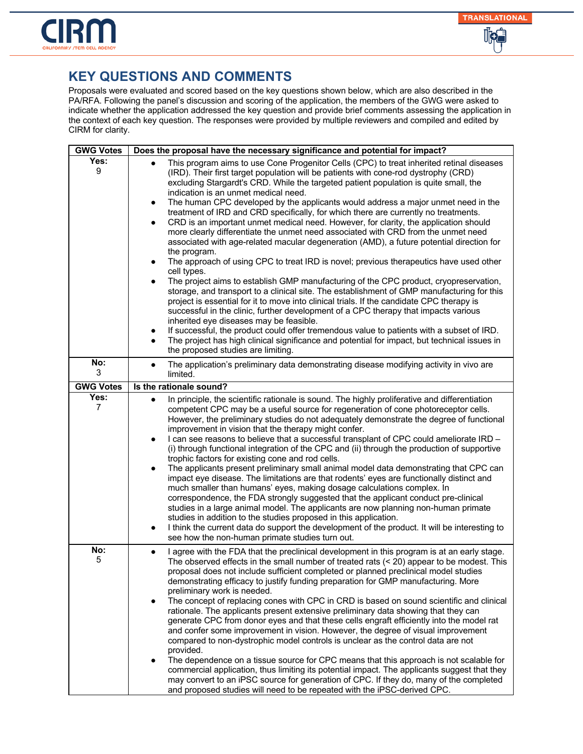## KEY QUESTIONS AND COMMENTS

Proposals were evaluated and scored based on the key questions shown below, which are also described in the PA/RFA. Following the panel's discussion and scoring of the application, the members of the GWG were asked to indicate whether the application addressed the key question and provide brief comments assessing the application in the context of each key question. The responses were provided by multiple reviewers and compiled and edited by CIRM for clarity.

| GWG Votes | Does the proposal have the necessary significance and potential for impact? |
|---|---|
| **Yes:** 9 | • This program aims to use Cone Progenitor Cells (CPC) to treat inherited retinal diseases (IRD). Their first target population will be patients with cone-rod dystrophy (CRD) excluding Stargardt's CRD. While the targeted patient population is quite small, the indication is an unmet medical need.<br>• The human CPC developed by the applicants would address a major unmet need in the treatment of IRD and CRD specifically, for which there are currently no treatments.<br>• CRD is an important unmet medical need. However, for clarity, the application should more clearly differentiate the unmet need associated with CRD from the unmet need associated with age-related macular degeneration (AMD), a future potential direction for the program.<br>• The approach of using CPC to treat IRD is novel; previous therapeutics have used other cell types.<br>• The project aims to establish GMP manufacturing of the CPC product, cryopreservation, storage, and transport to a clinical site. The establishment of GMP manufacturing for this project is essential for it to move into clinical trials. If the candidate CPC therapy is successful in the clinic, further development of a CPC therapy that impacts various inherited eye diseases may be feasible.<br>• If successful, the product could offer tremendous value to patients with a subset of IRD.<br>• The project has high clinical significance and potential for impact, but technical issues in the proposed studies are limiting. |
| **No:** 3 | • The application's preliminary data demonstrating disease modifying activity in vivo are limited. |
| **GWG Votes** | **Is the rationale sound?** |
| **Yes:** 7 | • In principle, the scientific rationale is sound. The highly proliferative and differentiation competent CPC may be a useful source for regeneration of cone photoreceptor cells. However, the preliminary studies do not adequately demonstrate the degree of functional improvement in vision that the therapy might confer.<br>• I can see reasons to believe that a successful transplant of CPC could ameliorate IRD – (i) through functional integration of the CPC and (ii) through the production of supportive trophic factors for existing cone and rod cells.<br>• The applicants present preliminary small animal model data demonstrating that CPC can impact eye disease. The limitations are that rodents' eyes are functionally distinct and much smaller than humans' eyes, making dosage calculations complex. In correspondence, the FDA strongly suggested that the applicant conduct pre-clinical studies in a large animal model. The applicants are now planning non-human primate studies in addition to the studies proposed in this application.<br>• I think the current data do support the development of the product. It will be interesting to see how the non-human primate studies turn out. |
| **No:** 5 | • I agree with the FDA that the preclinical development in this program is at an early stage. The observed effects in the small number of treated rats (< 20) appear to be modest. This proposal does not include sufficient completed or planned preclinical model studies demonstrating efficacy to justify funding preparation for GMP manufacturing. More preliminary work is needed.<br>• The concept of replacing cones with CPC in CRD is based on sound scientific and clinical rationale. The applicants present extensive preliminary data showing that they can generate CPC from donor eyes and that these cells engraft efficiently into the model rat and confer some improvement in vision. However, the degree of visual improvement compared to non-dystrophic model controls is unclear as the control data are not provided.<br>• The dependence on a tissue source for CPC means that this approach is not scalable for commercial application, thus limiting its potential impact. The applicants suggest that they may convert to an iPSC source for generation of CPC. If they do, many of the completed and proposed studies will need to be repeated with the iPSC-derived CPC. |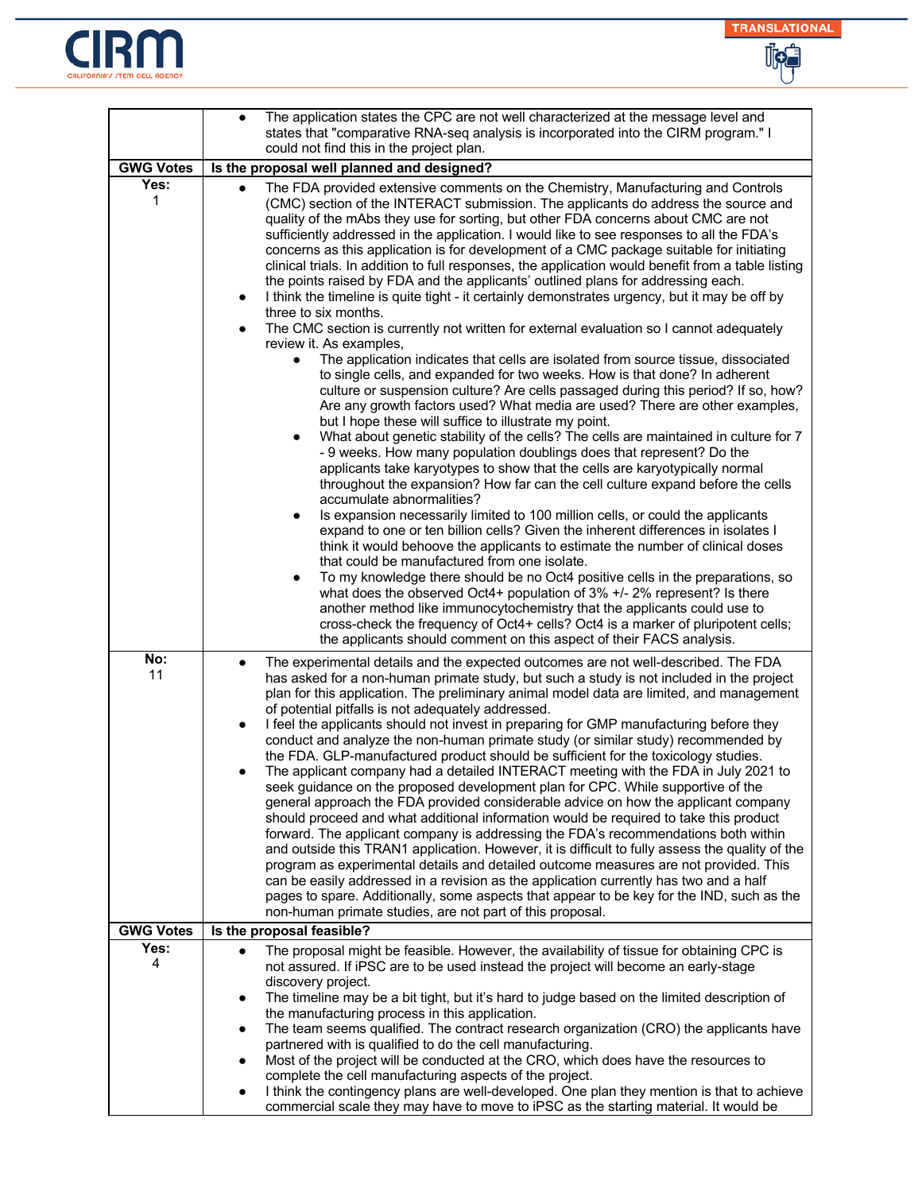| | |
|---|---|
| | • The application states the CPC are not well characterized at the message level and states that "comparative RNA-seq analysis is incorporated into the CIRM program." I could not find this in the project plan. |
| **GWG Votes** | **Is the proposal well planned and designed?** |
| **Yes:** 1 | • The FDA provided extensive comments on the Chemistry, Manufacturing and Controls (CMC) section of the INTERACT submission. The applicants do address the source and quality of the mAbs they use for sorting, but other FDA concerns about CMC are not sufficiently addressed in the application. I would like to see responses to all the FDA's concerns as this application is for development of a CMC package suitable for initiating clinical trials. In addition to full responses, the application would benefit from a table listing the points raised by FDA and the applicants' outlined plans for addressing each.<br>• I think the timeline is quite tight - it certainly demonstrates urgency, but it may be off by three to six months.<br>• The CMC section is currently not written for external evaluation so I cannot adequately review it. As examples,<br>&nbsp;&nbsp;&nbsp;&nbsp;• The application indicates that cells are isolated from source tissue, dissociated to single cells, and expanded for two weeks. How is that done? In adherent culture or suspension culture? Are cells passaged during this period? If so, how? Are any growth factors used? What media are used? There are other examples, but I hope these will suffice to illustrate my point.<br>&nbsp;&nbsp;&nbsp;&nbsp;• What about genetic stability of the cells? The cells are maintained in culture for 7 - 9 weeks. How many population doublings does that represent? Do the applicants take karyotypes to show that the cells are karyotypically normal throughout the expansion? How far can the cell culture expand before the cells accumulate abnormalities?<br>&nbsp;&nbsp;&nbsp;&nbsp;• Is expansion necessarily limited to 100 million cells, or could the applicants expand to one or ten billion cells? Given the inherent differences in isolates I think it would behoove the applicants to estimate the number of clinical doses that could be manufactured from one isolate.<br>&nbsp;&nbsp;&nbsp;&nbsp;• To my knowledge there should be no Oct4 positive cells in the preparations, so what does the observed Oct4+ population of 3% +/- 2% represent? Is there another method like immunocytochemistry that the applicants could use to cross-check the frequency of Oct4+ cells? Oct4 is a marker of pluripotent cells; the applicants should comment on this aspect of their FACS analysis. |
| **No:** 11 | • The experimental details and the expected outcomes are not well-described. The FDA has asked for a non-human primate study, but such a study is not included in the project plan for this application. The preliminary animal model data are limited, and management of potential pitfalls is not adequately addressed.<br>• I feel the applicants should not invest in preparing for GMP manufacturing before they conduct and analyze the non-human primate study (or similar study) recommended by the FDA. GLP-manufactured product should be sufficient for the toxicology studies.<br>• The applicant company had a detailed INTERACT meeting with the FDA in July 2021 to seek guidance on the proposed development plan for CPC. While supportive of the general approach the FDA provided considerable advice on how the applicant company should proceed and what additional information would be required to take this product forward. The applicant company is addressing the FDA's recommendations both within and outside this TRAN1 application. However, it is difficult to fully assess the quality of the program as experimental details and detailed outcome measures are not provided. This can be easily addressed in a revision as the application currently has two and a half pages to spare. Additionally, some aspects that appear to be key for the IND, such as the non-human primate studies, are not part of this proposal. |
| **GWG Votes** | **Is the proposal feasible?** |
| **Yes:** 4 | • The proposal might be feasible. However, the availability of tissue for obtaining CPC is not assured. If iPSC are to be used instead the project will become an early-stage discovery project.<br>• The timeline may be a bit tight, but it's hard to judge based on the limited description of the manufacturing process in this application.<br>• The team seems qualified. The contract research organization (CRO) the applicants have partnered with is qualified to do the cell manufacturing.<br>• Most of the project will be conducted at the CRO, which does have the resources to complete the cell manufacturing aspects of the project.<br>• I think the contingency plans are well-developed. One plan they mention is that to achieve commercial scale they may have to move to iPSC as the starting material. It would be |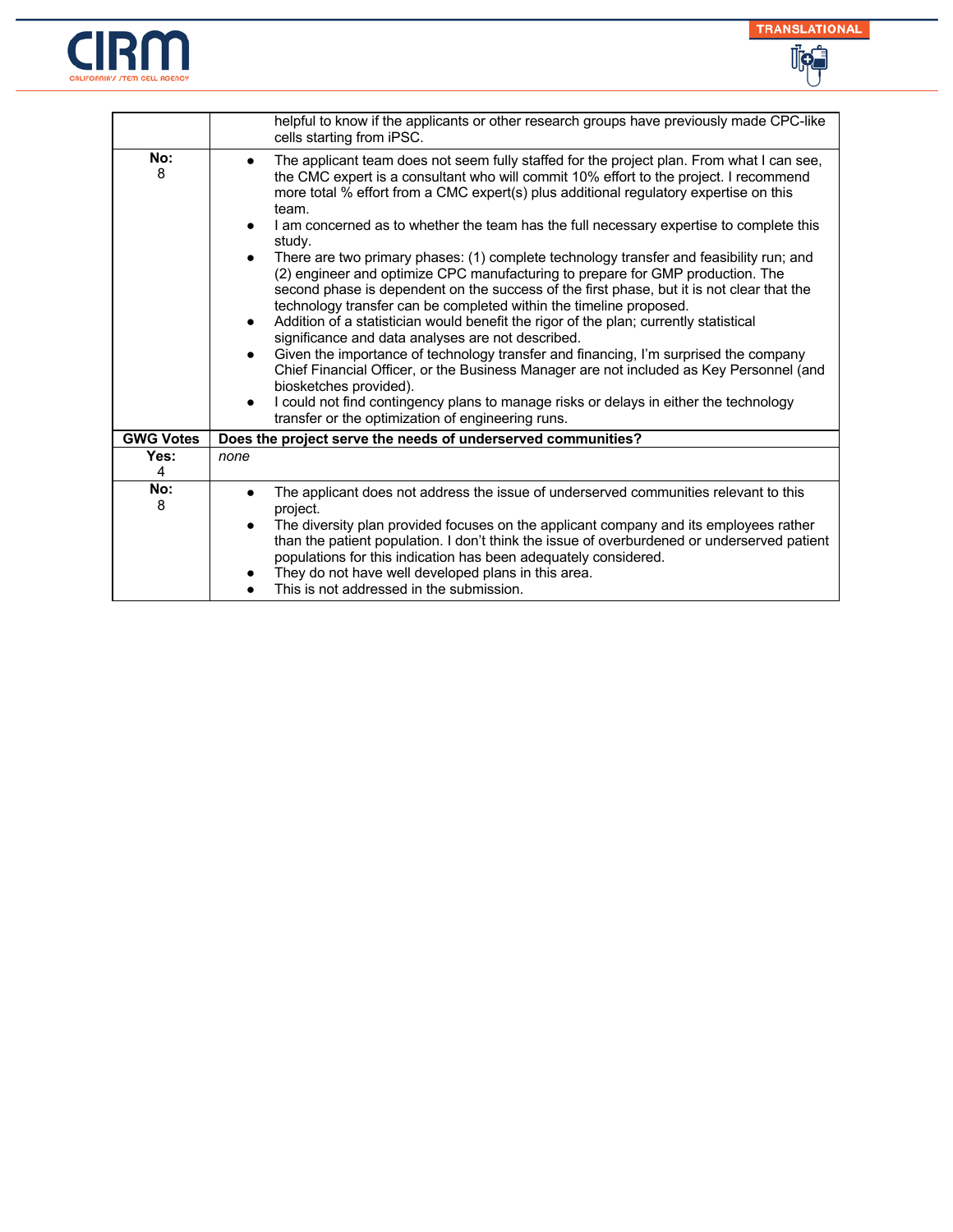| | |
|---|---|
| | helpful to know if the applicants or other research groups have previously made CPC-like cells starting from iPSC. |
| **No:** 8 | • The applicant team does not seem fully staffed for the project plan. From what I can see, the CMC expert is a consultant who will commit 10% effort to the project. I recommend more total % effort from a CMC expert(s) plus additional regulatory expertise on this team.<br>• I am concerned as to whether the team has the full necessary expertise to complete this study.<br>• There are two primary phases: (1) complete technology transfer and feasibility run; and (2) engineer and optimize CPC manufacturing to prepare for GMP production. The second phase is dependent on the success of the first phase, but it is not clear that the technology transfer can be completed within the timeline proposed.<br>• Addition of a statistician would benefit the rigor of the plan; currently statistical significance and data analyses are not described.<br>• Given the importance of technology transfer and financing, I'm surprised the company Chief Financial Officer, or the Business Manager are not included as Key Personnel (and biosketches provided).<br>• I could not find contingency plans to manage risks or delays in either the technology transfer or the optimization of engineering runs. |
| **GWG Votes** | **Does the project serve the needs of underserved communities?** |
| **Yes:** 4 | *none* |
| **No:** 8 | • The applicant does not address the issue of underserved communities relevant to this project.<br>• The diversity plan provided focuses on the applicant company and its employees rather than the patient population. I don't think the issue of overburdened or underserved patient populations for this indication has been adequately considered.<br>• They do not have well developed plans in this area.<br>• This is not addressed in the submission. |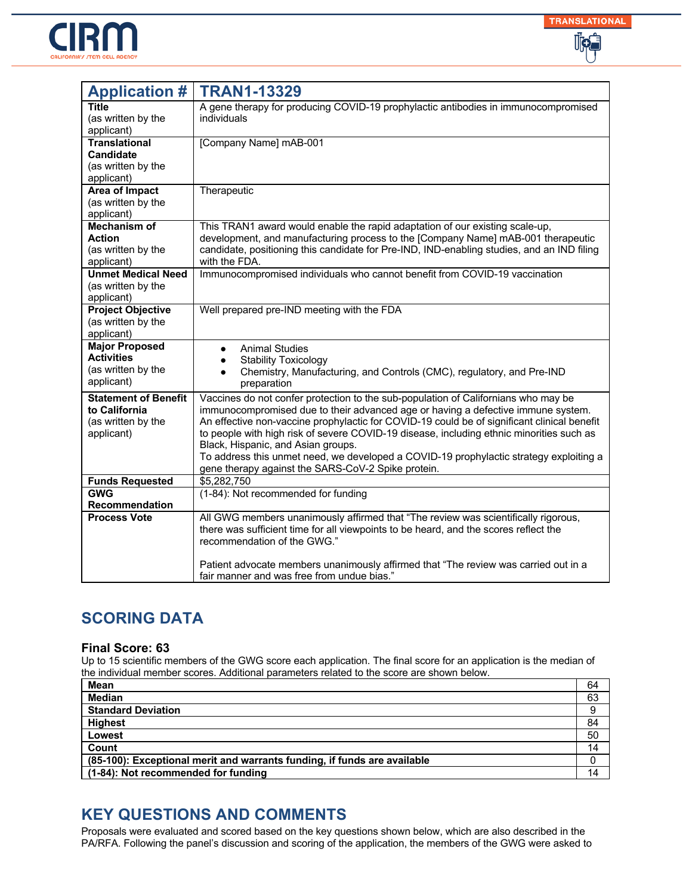| Application # | TRAN1-13329 |
| --- | --- |
| **Title** (as written by the applicant) | A gene therapy for producing COVID-19 prophylactic antibodies in immunocompromised individuals |
| **Translational Candidate** (as written by the applicant) | [Company Name] mAB-001 |
| **Area of Impact** (as written by the applicant) | Therapeutic |
| **Mechanism of Action** (as written by the applicant) | This TRAN1 award would enable the rapid adaptation of our existing scale-up, development, and manufacturing process to the [Company Name] mAB-001 therapeutic candidate, positioning this candidate for Pre-IND, IND-enabling studies, and an IND filing with the FDA. |
| **Unmet Medical Need** (as written by the applicant) | Immunocompromised individuals who cannot benefit from COVID-19 vaccination |
| **Project Objective** (as written by the applicant) | Well prepared pre-IND meeting with the FDA |
| **Major Proposed Activities** (as written by the applicant) | • Animal Studies<br>• Stability Toxicology<br>• Chemistry, Manufacturing, and Controls (CMC), regulatory, and Pre-IND preparation |
| **Statement of Benefit to California** (as written by the applicant) | Vaccines do not confer protection to the sub-population of Californians who may be immunocompromised due to their advanced age or having a defective immune system. An effective non-vaccine prophylactic for COVID-19 could be of significant clinical benefit to people with high risk of severe COVID-19 disease, including ethnic minorities such as Black, Hispanic, and Asian groups.<br>To address this unmet need, we developed a COVID-19 prophylactic strategy exploiting a gene therapy against the SARS-CoV-2 Spike protein. |
| **Funds Requested** | $5,282,750 |
| **GWG Recommendation** | (1-84): Not recommended for funding |
| **Process Vote** | All GWG members unanimously affirmed that "The review was scientifically rigorous, there was sufficient time for all viewpoints to be heard, and the scores reflect the recommendation of the GWG."<br><br>Patient advocate members unanimously affirmed that "The review was carried out in a fair manner and was free from undue bias." |

## SCORING DATA

### Final Score: 63

Up to 15 scientific members of the GWG score each application. The final score for an application is the median of the individual member scores. Additional parameters related to the score are shown below.

| | |
| --- | --- |
| **Mean** | 64 |
| **Median** | 63 |
| **Standard Deviation** | 9 |
| **Highest** | 84 |
| **Lowest** | 50 |
| **Count** | 14 |
| **(85-100): Exceptional merit and warrants funding, if funds are available** | 0 |
| **(1-84): Not recommended for funding** | 14 |

## KEY QUESTIONS AND COMMENTS

Proposals were evaluated and scored based on the key questions shown below, which are also described in the PA/RFA. Following the panel's discussion and scoring of the application, the members of the GWG were asked to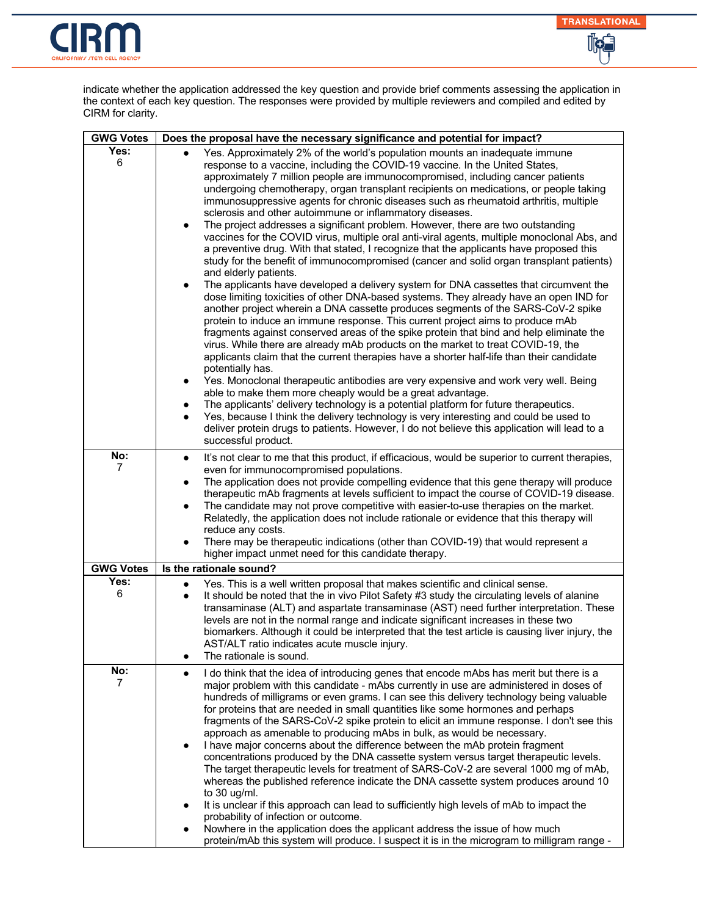indicate whether the application addressed the key question and provide brief comments assessing the application in the context of each key question. The responses were provided by multiple reviewers and compiled and edited by CIRM for clarity.

| GWG Votes | Does the proposal have the necessary significance and potential for impact? |
|---|---|
| **Yes:** 6 | • Yes. Approximately 2% of the world's population mounts an inadequate immune response to a vaccine, including the COVID-19 vaccine. In the United States, approximately 7 million people are immunocompromised, including cancer patients undergoing chemotherapy, organ transplant recipients on medications, or people taking immunosuppressive agents for chronic diseases such as rheumatoid arthritis, multiple sclerosis and other autoimmune or inflammatory diseases.<br>• The project addresses a significant problem. However, there are two outstanding vaccines for the COVID virus, multiple oral anti-viral agents, multiple monoclonal Abs, and a preventive drug. With that stated, I recognize that the applicants have proposed this study for the benefit of immunocompromised (cancer and solid organ transplant patients) and elderly patients.<br>• The applicants have developed a delivery system for DNA cassettes that circumvent the dose limiting toxicities of other DNA-based systems. They already have an open IND for another project wherein a DNA cassette produces segments of the SARS-CoV-2 spike protein to induce an immune response. This current project aims to produce mAb fragments against conserved areas of the spike protein that bind and help eliminate the virus. While there are already mAb products on the market to treat COVID-19, the applicants claim that the current therapies have a shorter half-life than their candidate potentially has.<br>• Yes. Monoclonal therapeutic antibodies are very expensive and work very well. Being able to make them more cheaply would be a great advantage.<br>• The applicants' delivery technology is a potential platform for future therapeutics.<br>• Yes, because I think the delivery technology is very interesting and could be used to deliver protein drugs to patients. However, I do not believe this application will lead to a successful product. |
| **No:** 7 | • It's not clear to me that this product, if efficacious, would be superior to current therapies, even for immunocompromised populations.<br>• The application does not provide compelling evidence that this gene therapy will produce therapeutic mAb fragments at levels sufficient to impact the course of COVID-19 disease.<br>• The candidate may not prove competitive with easier-to-use therapies on the market. Relatedly, the application does not include rationale or evidence that this therapy will reduce any costs.<br>• There may be therapeutic indications (other than COVID-19) that would represent a higher impact unmet need for this candidate therapy. |
| **GWG Votes** | **Is the rationale sound?** |
| **Yes:** 6 | • Yes. This is a well written proposal that makes scientific and clinical sense.<br>• It should be noted that the in vivo Pilot Safety #3 study the circulating levels of alanine transaminase (ALT) and aspartate transaminase (AST) need further interpretation. These levels are not in the normal range and indicate significant increases in these two biomarkers. Although it could be interpreted that the test article is causing liver injury, the AST/ALT ratio indicates acute muscle injury.<br>• The rationale is sound. |
| **No:** 7 | • I do think that the idea of introducing genes that encode mAbs has merit but there is a major problem with this candidate - mAbs currently in use are administered in doses of hundreds of milligrams or even grams. I can see this delivery technology being valuable for proteins that are needed in small quantities like some hormones and perhaps fragments of the SARS-CoV-2 spike protein to elicit an immune response. I don't see this approach as amenable to producing mAbs in bulk, as would be necessary.<br>• I have major concerns about the difference between the mAb protein fragment concentrations produced by the DNA cassette system versus target therapeutic levels. The target therapeutic levels for treatment of SARS-CoV-2 are several 1000 mg of mAb, whereas the published reference indicate the DNA cassette system produces around 10 to 30 ug/ml.<br>• It is unclear if this approach can lead to sufficiently high levels of mAb to impact the probability of infection or outcome.<br>• Nowhere in the application does the applicant address the issue of how much protein/mAb this system will produce. I suspect it is in the microgram to milligram range - |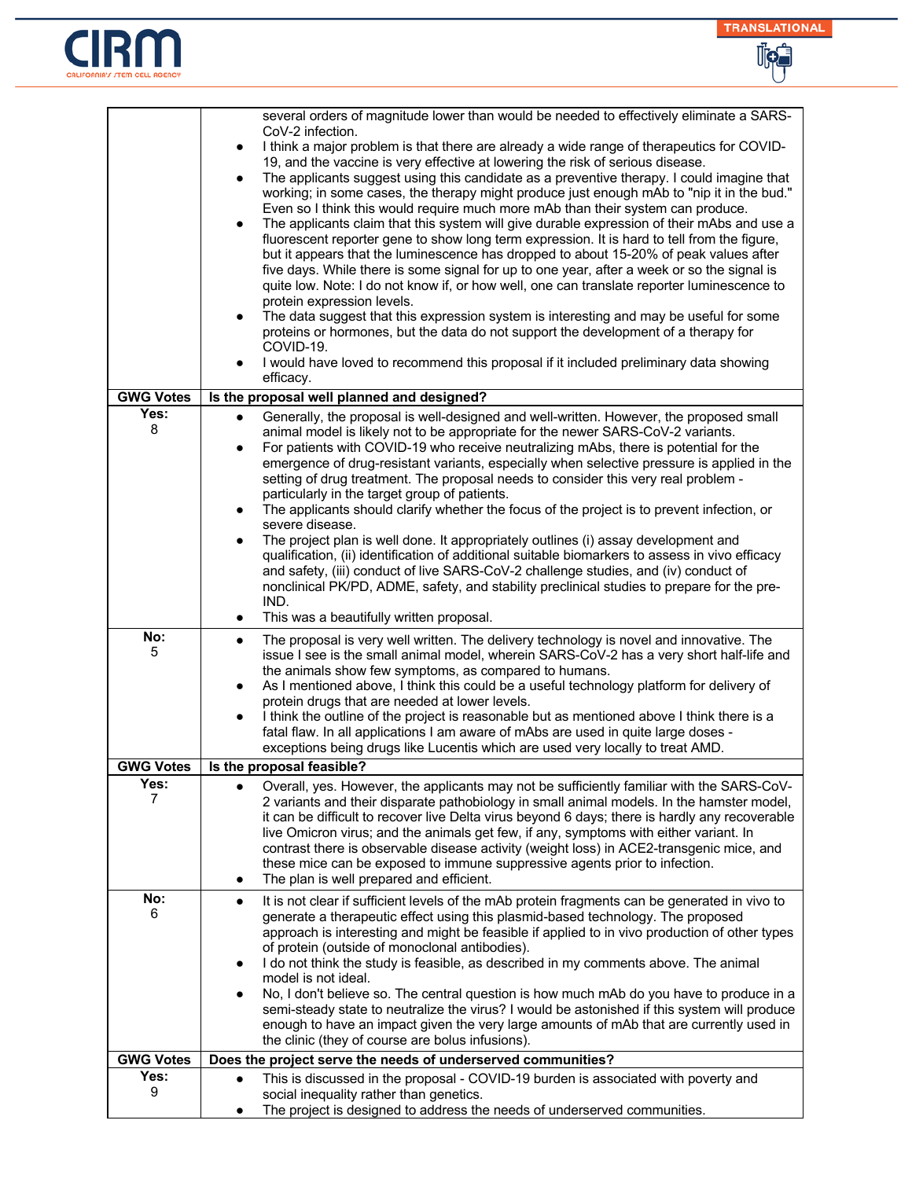| | |
|---|---|
| | • several orders of magnitude lower than would be needed to effectively eliminate a SARS-CoV-2 infection.<br>• I think a major problem is that there are already a wide range of therapeutics for COVID-19, and the vaccine is very effective at lowering the risk of serious disease.<br>• The applicants suggest using this candidate as a preventive therapy. I could imagine that working; in some cases, the therapy might produce just enough mAb to "nip it in the bud." Even so I think this would require much more mAb than their system can produce.<br>• The applicants claim that this system will give durable expression of their mAbs and use a fluorescent reporter gene to show long term expression. It is hard to tell from the figure, but it appears that the luminescence has dropped to about 15-20% of peak values after five days. While there is some signal for up to one year, after a week or so the signal is quite low. Note: I do not know if, or how well, one can translate reporter luminescence to protein expression levels.<br>• The data suggest that this expression system is interesting and may be useful for some proteins or hormones, but the data do not support the development of a therapy for COVID-19.<br>• I would have loved to recommend this proposal if it included preliminary data showing efficacy. |
| **GWG Votes** | **Is the proposal well planned and designed?** |
| **Yes:** 8 | • Generally, the proposal is well-designed and well-written. However, the proposed small animal model is likely not to be appropriate for the newer SARS-CoV-2 variants.<br>• For patients with COVID-19 who receive neutralizing mAbs, there is potential for the emergence of drug-resistant variants, especially when selective pressure is applied in the setting of drug treatment. The proposal needs to consider this very real problem - particularly in the target group of patients.<br>• The applicants should clarify whether the focus of the project is to prevent infection, or severe disease.<br>• The project plan is well done. It appropriately outlines (i) assay development and qualification, (ii) identification of additional suitable biomarkers to assess in vivo efficacy and safety, (iii) conduct of live SARS-CoV-2 challenge studies, and (iv) conduct of nonclinical PK/PD, ADME, safety, and stability preclinical studies to prepare for the pre-IND.<br>• This was a beautifully written proposal. |
| **No:** 5 | • The proposal is very well written. The delivery technology is novel and innovative. The issue I see is the small animal model, wherein SARS-CoV-2 has a very short half-life and the animals show few symptoms, as compared to humans.<br>• As I mentioned above, I think this could be a useful technology platform for delivery of protein drugs that are needed at lower levels.<br>• I think the outline of the project is reasonable but as mentioned above I think there is a fatal flaw. In all applications I am aware of mAbs are used in quite large doses - exceptions being drugs like Lucentis which are used very locally to treat AMD. |
| **GWG Votes** | **Is the proposal feasible?** |
| **Yes:** 7 | • Overall, yes. However, the applicants may not be sufficiently familiar with the SARS-CoV-2 variants and their disparate pathobiology in small animal models. In the hamster model, it can be difficult to recover live Delta virus beyond 6 days; there is hardly any recoverable live Omicron virus; and the animals get few, if any, symptoms with either variant. In contrast there is observable disease activity (weight loss) in ACE2-transgenic mice, and these mice can be exposed to immune suppressive agents prior to infection.<br>• The plan is well prepared and efficient. |
| **No:** 6 | • It is not clear if sufficient levels of the mAb protein fragments can be generated in vivo to generate a therapeutic effect using this plasmid-based technology. The proposed approach is interesting and might be feasible if applied to in vivo production of other types of protein (outside of monoclonal antibodies).<br>• I do not think the study is feasible, as described in my comments above. The animal model is not ideal.<br>• No, I don't believe so. The central question is how much mAb do you have to produce in a semi-steady state to neutralize the virus? I would be astonished if this system will produce enough to have an impact given the very large amounts of mAb that are currently used in the clinic (they of course are bolus infusions). |
| **GWG Votes** | **Does the project serve the needs of underserved communities?** |
| **Yes:** 9 | • This is discussed in the proposal - COVID-19 burden is associated with poverty and social inequality rather than genetics.<br>• The project is designed to address the needs of underserved communities. |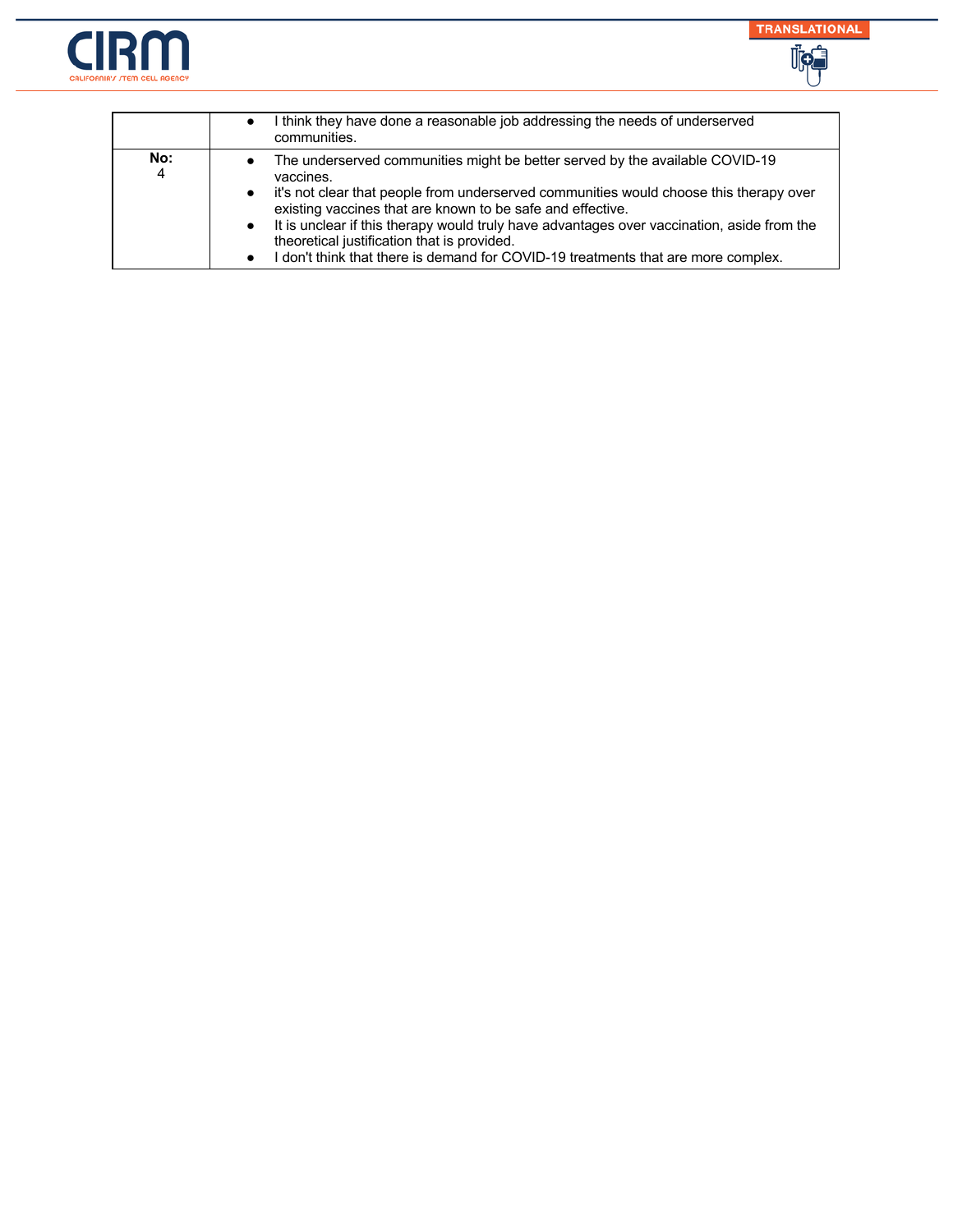| | |
|---|---|
| | • I think they have done a reasonable job addressing the needs of underserved communities. |
| **No:** 4 | • The underserved communities might be better served by the available COVID-19 vaccines.<br>• it's not clear that people from underserved communities would choose this therapy over existing vaccines that are known to be safe and effective.<br>• It is unclear if this therapy would truly have advantages over vaccination, aside from the theoretical justification that is provided.<br>• I don't think that there is demand for COVID-19 treatments that are more complex. |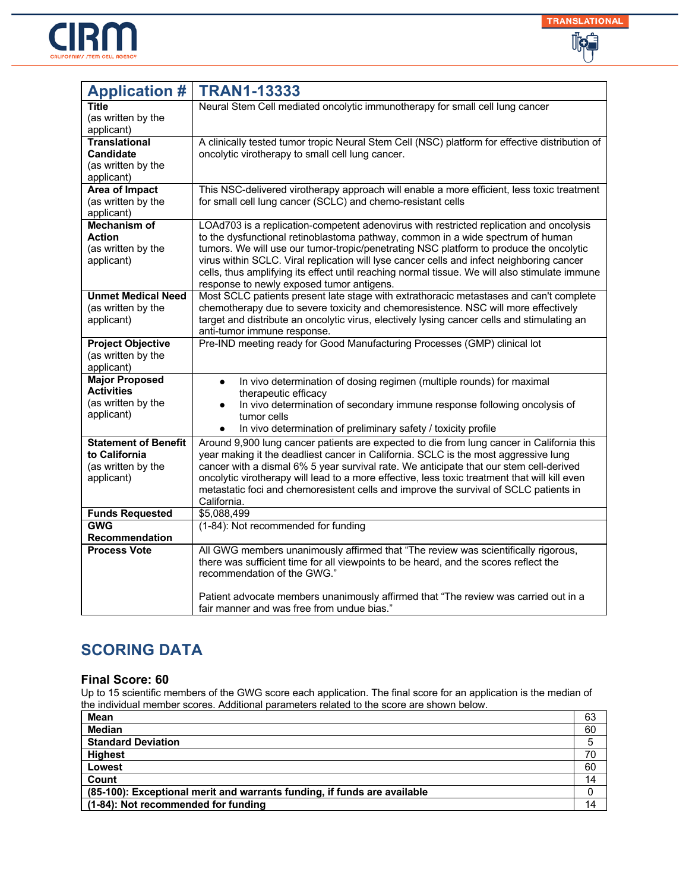| Application # | TRAN1-13333 |
|---|---|
| **Title** (as written by the applicant) | Neural Stem Cell mediated oncolytic immunotherapy for small cell lung cancer |
| **Translational Candidate** (as written by the applicant) | A clinically tested tumor tropic Neural Stem Cell (NSC) platform for effective distribution of oncolytic virotherapy to small cell lung cancer. |
| **Area of Impact** (as written by the applicant) | This NSC-delivered virotherapy approach will enable a more efficient, less toxic treatment for small cell lung cancer (SCLC) and chemo-resistant cells |
| **Mechanism of Action** (as written by the applicant) | LOAd703 is a replication-competent adenovirus with restricted replication and oncolysis to the dysfunctional retinoblastoma pathway, common in a wide spectrum of human tumors. We will use our tumor-tropic/penetrating NSC platform to produce the oncolytic virus within SCLC. Viral replication will lyse cancer cells and infect neighboring cancer cells, thus amplifying its effect until reaching normal tissue. We will also stimulate immune response to newly exposed tumor antigens. |
| **Unmet Medical Need** (as written by the applicant) | Most SCLC patients present late stage with extrathoracic metastases and can't complete chemotherapy due to severe toxicity and chemoresistence. NSC will more effectively target and distribute an oncolytic virus, electively lysing cancer cells and stimulating an anti-tumor immune response. |
| **Project Objective** (as written by the applicant) | Pre-IND meeting ready for Good Manufacturing Processes (GMP) clinical lot |
| **Major Proposed Activities** (as written by the applicant) | ● In vivo determination of dosing regimen (multiple rounds) for maximal therapeutic efficacy<br>● In vivo determination of secondary immune response following oncolysis of tumor cells<br>● In vivo determination of preliminary safety / toxicity profile |
| **Statement of Benefit to California** (as written by the applicant) | Around 9,900 lung cancer patients are expected to die from lung cancer in California this year making it the deadliest cancer in California. SCLC is the most aggressive lung cancer with a dismal 6% 5 year survival rate. We anticipate that our stem cell-derived oncolytic virotherapy will lead to a more effective, less toxic treatment that will kill even metastatic foci and chemoresistent cells and improve the survival of SCLC patients in California. |
| **Funds Requested** | $5,088,499 |
| **GWG Recommendation** | (1-84): Not recommended for funding |
| **Process Vote** | All GWG members unanimously affirmed that "The review was scientifically rigorous, there was sufficient time for all viewpoints to be heard, and the scores reflect the recommendation of the GWG."<br><br>Patient advocate members unanimously affirmed that "The review was carried out in a fair manner and was free from undue bias." |

## SCORING DATA

### Final Score: 60

Up to 15 scientific members of the GWG score each application. The final score for an application is the median of the individual member scores. Additional parameters related to the score are shown below.

| | |
|---|---|
| **Mean** | 63 |
| **Median** | 60 |
| **Standard Deviation** | 5 |
| **Highest** | 70 |
| **Lowest** | 60 |
| **Count** | 14 |
| **(85-100): Exceptional merit and warrants funding, if funds are available** | 0 |
| **(1-84): Not recommended for funding** | 14 |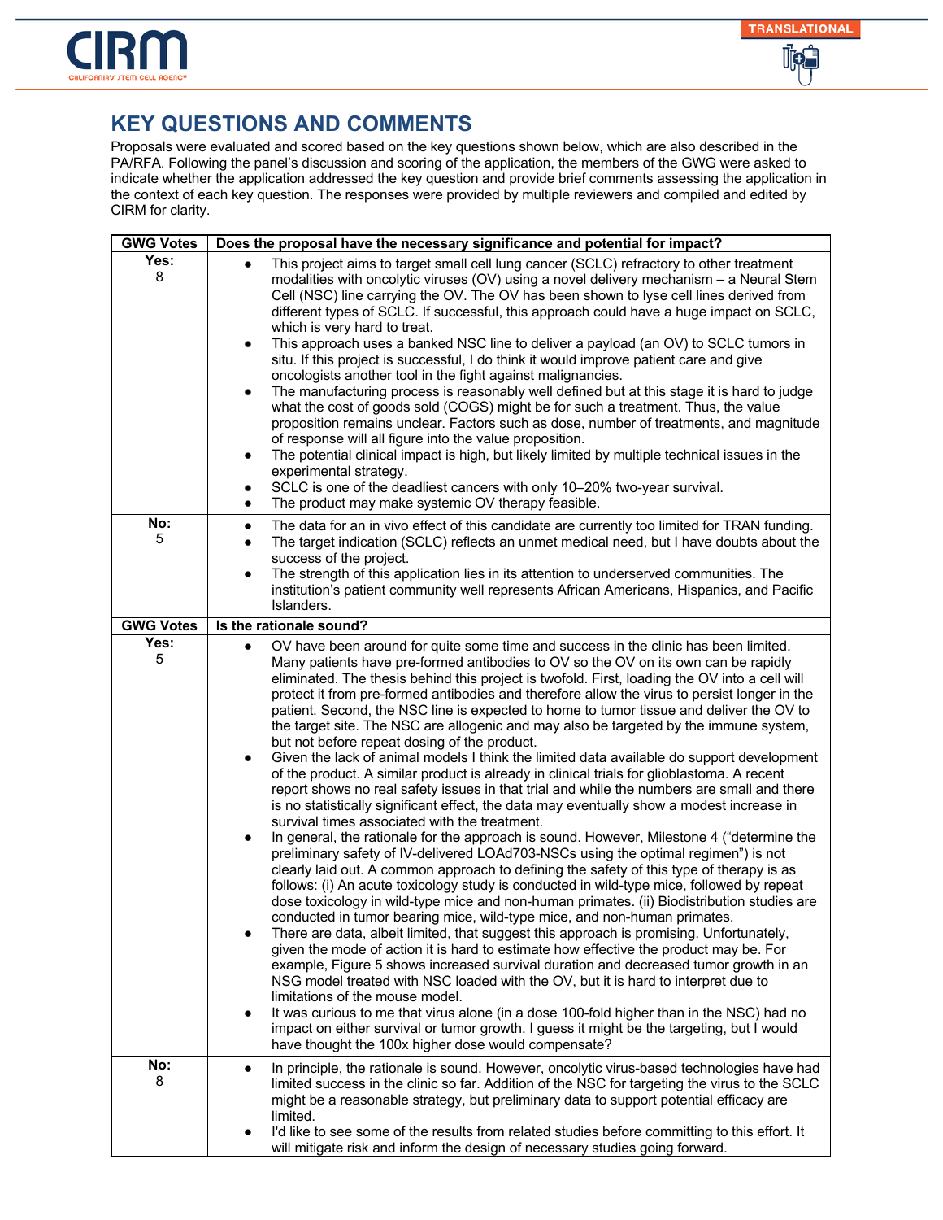## KEY QUESTIONS AND COMMENTS

Proposals were evaluated and scored based on the key questions shown below, which are also described in the PA/RFA. Following the panel's discussion and scoring of the application, the members of the GWG were asked to indicate whether the application addressed the key question and provide brief comments assessing the application in the context of each key question. The responses were provided by multiple reviewers and compiled and edited by CIRM for clarity.

| GWG Votes | Does the proposal have the necessary significance and potential for impact? |
|---|---|
| **Yes:** 8 | • This project aims to target small cell lung cancer (SCLC) refractory to other treatment modalities with oncolytic viruses (OV) using a novel delivery mechanism – a Neural Stem Cell (NSC) line carrying the OV. The OV has been shown to lyse cell lines derived from different types of SCLC. If successful, this approach could have a huge impact on SCLC, which is very hard to treat.<br>• This approach uses a banked NSC line to deliver a payload (an OV) to SCLC tumors in situ. If this project is successful, I do think it would improve patient care and give oncologists another tool in the fight against malignancies.<br>• The manufacturing process is reasonably well defined but at this stage it is hard to judge what the cost of goods sold (COGS) might be for such a treatment. Thus, the value proposition remains unclear. Factors such as dose, number of treatments, and magnitude of response will all figure into the value proposition.<br>• The potential clinical impact is high, but likely limited by multiple technical issues in the experimental strategy.<br>• SCLC is one of the deadliest cancers with only 10–20% two-year survival.<br>• The product may make systemic OV therapy feasible. |
| **No:** 5 | • The data for an in vivo effect of this candidate are currently too limited for TRAN funding.<br>• The target indication (SCLC) reflects an unmet medical need, but I have doubts about the success of the project.<br>• The strength of this application lies in its attention to underserved communities. The institution's patient community well represents African Americans, Hispanics, and Pacific Islanders. |
| **GWG Votes** | **Is the rationale sound?** |
| **Yes:** 5 | • OV have been around for quite some time and success in the clinic has been limited. Many patients have pre-formed antibodies to OV so the OV on its own can be rapidly eliminated. The thesis behind this project is twofold. First, loading the OV into a cell will protect it from pre-formed antibodies and therefore allow the virus to persist longer in the patient. Second, the NSC line is expected to home to tumor tissue and deliver the OV to the target site. The NSC are allogenic and may also be targeted by the immune system, but not before repeat dosing of the product.<br>• Given the lack of animal models I think the limited data available do support development of the product. A similar product is already in clinical trials for glioblastoma. A recent report shows no real safety issues in that trial and while the numbers are small and there is no statistically significant effect, the data may eventually show a modest increase in survival times associated with the treatment.<br>• In general, the rationale for the approach is sound. However, Milestone 4 ("determine the preliminary safety of IV-delivered LOAd703-NSCs using the optimal regimen") is not clearly laid out. A common approach to defining the safety of this type of therapy is as follows: (i) An acute toxicology study is conducted in wild-type mice, followed by repeat dose toxicology in wild-type mice and non-human primates. (ii) Biodistribution studies are conducted in tumor bearing mice, wild-type mice, and non-human primates.<br>• There are data, albeit limited, that suggest this approach is promising. Unfortunately, given the mode of action it is hard to estimate how effective the product may be. For example, Figure 5 shows increased survival duration and decreased tumor growth in an NSG model treated with NSC loaded with the OV, but it is hard to interpret due to limitations of the mouse model.<br>• It was curious to me that virus alone (in a dose 100-fold higher than in the NSC) had no impact on either survival or tumor growth. I guess it might be the targeting, but I would have thought the 100x higher dose would compensate? |
| **No:** 8 | • In principle, the rationale is sound. However, oncolytic virus-based technologies have had limited success in the clinic so far. Addition of the NSC for targeting the virus to the SCLC might be a reasonable strategy, but preliminary data to support potential efficacy are limited.<br>• I'd like to see some of the results from related studies before committing to this effort. It will mitigate risk and inform the design of necessary studies going forward. |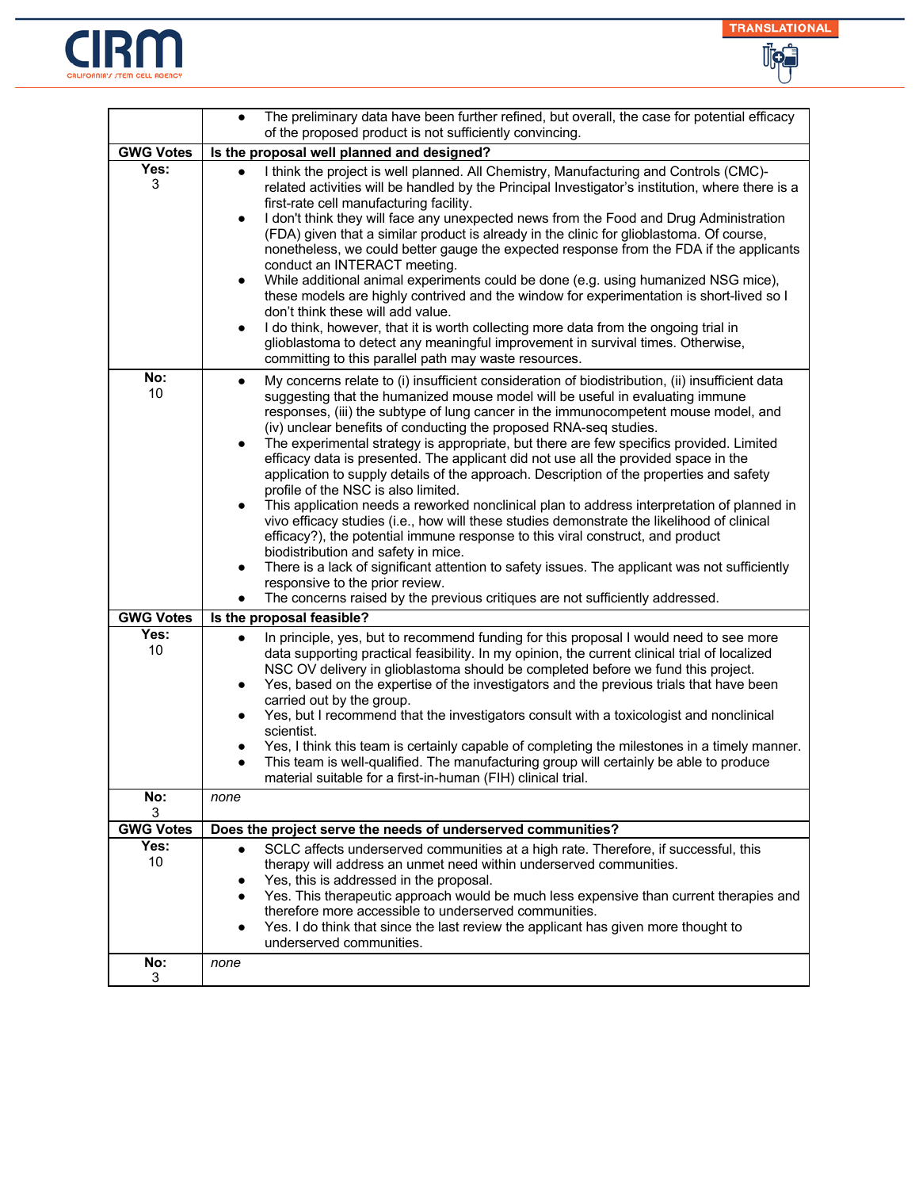| | |
|---|---|
| | • The preliminary data have been further refined, but overall, the case for potential efficacy of the proposed product is not sufficiently convincing. |
| **GWG Votes** | **Is the proposal well planned and designed?** |
| **Yes:** 3 | • I think the project is well planned. All Chemistry, Manufacturing and Controls (CMC)-related activities will be handled by the Principal Investigator's institution, where there is a first-rate cell manufacturing facility.<br>• I don't think they will face any unexpected news from the Food and Drug Administration (FDA) given that a similar product is already in the clinic for glioblastoma. Of course, nonetheless, we could better gauge the expected response from the FDA if the applicants conduct an INTERACT meeting.<br>• While additional animal experiments could be done (e.g. using humanized NSG mice), these models are highly contrived and the window for experimentation is short-lived so I don't think these will add value.<br>• I do think, however, that it is worth collecting more data from the ongoing trial in glioblastoma to detect any meaningful improvement in survival times. Otherwise, committing to this parallel path may waste resources. |
| **No:** 10 | • My concerns relate to (i) insufficient consideration of biodistribution, (ii) insufficient data suggesting that the humanized mouse model will be useful in evaluating immune responses, (iii) the subtype of lung cancer in the immunocompetent mouse model, and (iv) unclear benefits of conducting the proposed RNA-seq studies.<br>• The experimental strategy is appropriate, but there are few specifics provided. Limited efficacy data is presented. The applicant did not use all the provided space in the application to supply details of the approach. Description of the properties and safety profile of the NSC is also limited.<br>• This application needs a reworked nonclinical plan to address interpretation of planned in vivo efficacy studies (i.e., how will these studies demonstrate the likelihood of clinical efficacy?), the potential immune response to this viral construct, and product biodistribution and safety in mice.<br>• There is a lack of significant attention to safety issues. The applicant was not sufficiently responsive to the prior review.<br>• The concerns raised by the previous critiques are not sufficiently addressed. |
| **GWG Votes** | **Is the proposal feasible?** |
| **Yes:** 10 | • In principle, yes, but to recommend funding for this proposal I would need to see more data supporting practical feasibility. In my opinion, the current clinical trial of localized NSC OV delivery in glioblastoma should be completed before we fund this project.<br>• Yes, based on the expertise of the investigators and the previous trials that have been carried out by the group.<br>• Yes, but I recommend that the investigators consult with a toxicologist and nonclinical scientist.<br>• Yes, I think this team is certainly capable of completing the milestones in a timely manner.<br>• This team is well-qualified. The manufacturing group will certainly be able to produce material suitable for a first-in-human (FIH) clinical trial. |
| **No:** 3 | *none* |
| **GWG Votes** | **Does the project serve the needs of underserved communities?** |
| **Yes:** 10 | • SCLC affects underserved communities at a high rate. Therefore, if successful, this therapy will address an unmet need within underserved communities.<br>• Yes, this is addressed in the proposal.<br>• Yes. This therapeutic approach would be much less expensive than current therapies and therefore more accessible to underserved communities.<br>• Yes. I do think that since the last review the applicant has given more thought to underserved communities. |
| **No:** 3 | *none* |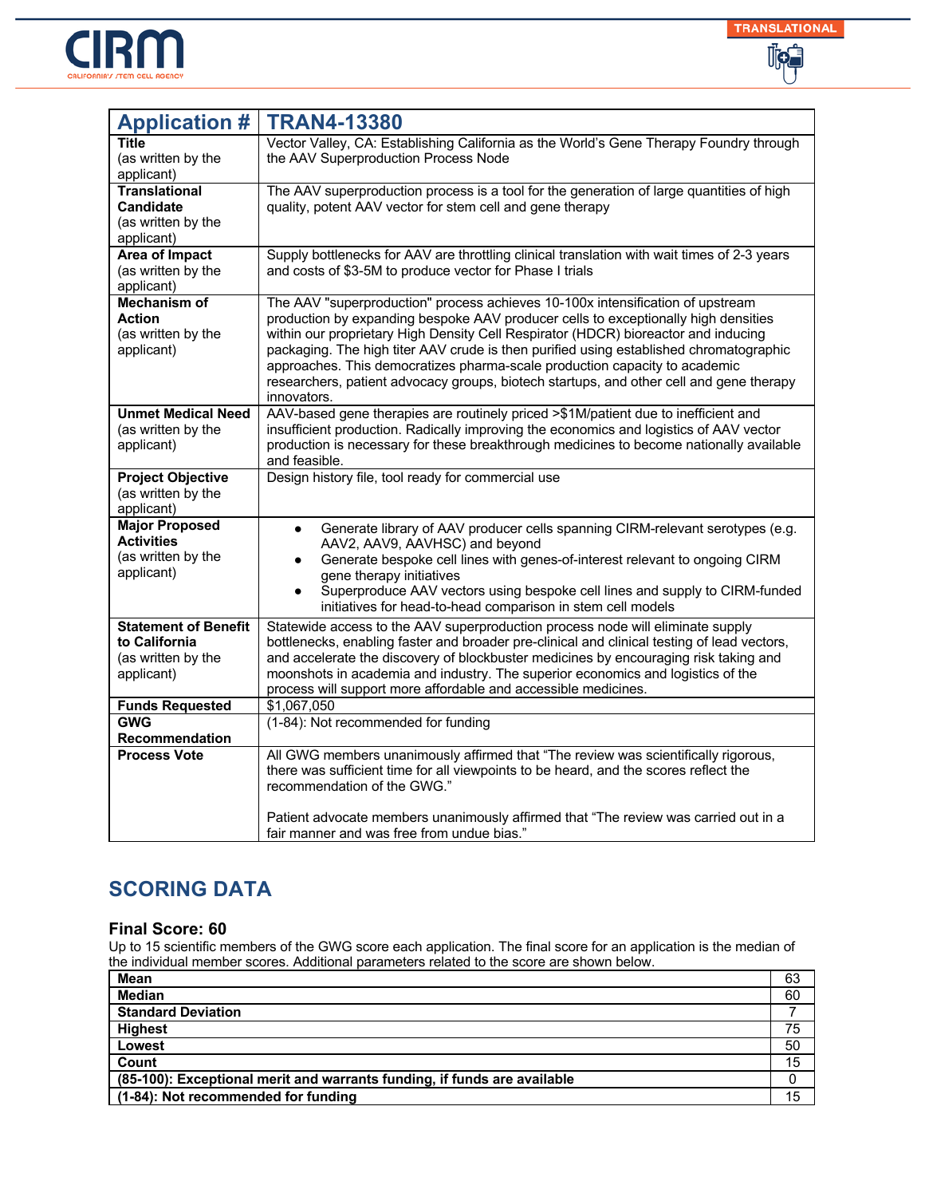| Application # | TRAN4-13380 |
|---|---|
| **Title** (as written by the applicant) | Vector Valley, CA: Establishing California as the World's Gene Therapy Foundry through the AAV Superproduction Process Node |
| **Translational Candidate** (as written by the applicant) | The AAV superproduction process is a tool for the generation of large quantities of high quality, potent AAV vector for stem cell and gene therapy |
| **Area of Impact** (as written by the applicant) | Supply bottlenecks for AAV are throttling clinical translation with wait times of 2-3 years and costs of $3-5M to produce vector for Phase I trials |
| **Mechanism of Action** (as written by the applicant) | The AAV "superproduction" process achieves 10-100x intensification of upstream production by expanding bespoke AAV producer cells to exceptionally high densities within our proprietary High Density Cell Respirator (HDCR) bioreactor and inducing packaging. The high titer AAV crude is then purified using established chromatographic approaches. This democratizes pharma-scale production capacity to academic researchers, patient advocacy groups, biotech startups, and other cell and gene therapy innovators. |
| **Unmet Medical Need** (as written by the applicant) | AAV-based gene therapies are routinely priced >$1M/patient due to inefficient and insufficient production. Radically improving the economics and logistics of AAV vector production is necessary for these breakthrough medicines to become nationally available and feasible. |
| **Project Objective** (as written by the applicant) | Design history file, tool ready for commercial use |
| **Major Proposed Activities** (as written by the applicant) | • Generate library of AAV producer cells spanning CIRM-relevant serotypes (e.g. AAV2, AAV9, AAVHSC) and beyond<br>• Generate bespoke cell lines with genes-of-interest relevant to ongoing CIRM gene therapy initiatives<br>• Superproduce AAV vectors using bespoke cell lines and supply to CIRM-funded initiatives for head-to-head comparison in stem cell models |
| **Statement of Benefit to California** (as written by the applicant) | Statewide access to the AAV superproduction process node will eliminate supply bottlenecks, enabling faster and broader pre-clinical and clinical testing of lead vectors, and accelerate the discovery of blockbuster medicines by encouraging risk taking and moonshots in academia and industry. The superior economics and logistics of the process will support more affordable and accessible medicines. |
| **Funds Requested** | $1,067,050 |
| **GWG Recommendation** | (1-84): Not recommended for funding |
| **Process Vote** | All GWG members unanimously affirmed that "The review was scientifically rigorous, there was sufficient time for all viewpoints to be heard, and the scores reflect the recommendation of the GWG."<br><br>Patient advocate members unanimously affirmed that "The review was carried out in a fair manner and was free from undue bias." |

## SCORING DATA

### Final Score: 60

Up to 15 scientific members of the GWG score each application. The final score for an application is the median of the individual member scores. Additional parameters related to the score are shown below.

| | |
|---|---|
| **Mean** | 63 |
| **Median** | 60 |
| **Standard Deviation** | 7 |
| **Highest** | 75 |
| **Lowest** | 50 |
| **Count** | 15 |
| **(85-100): Exceptional merit and warrants funding, if funds are available** | 0 |
| **(1-84): Not recommended for funding** | 15 |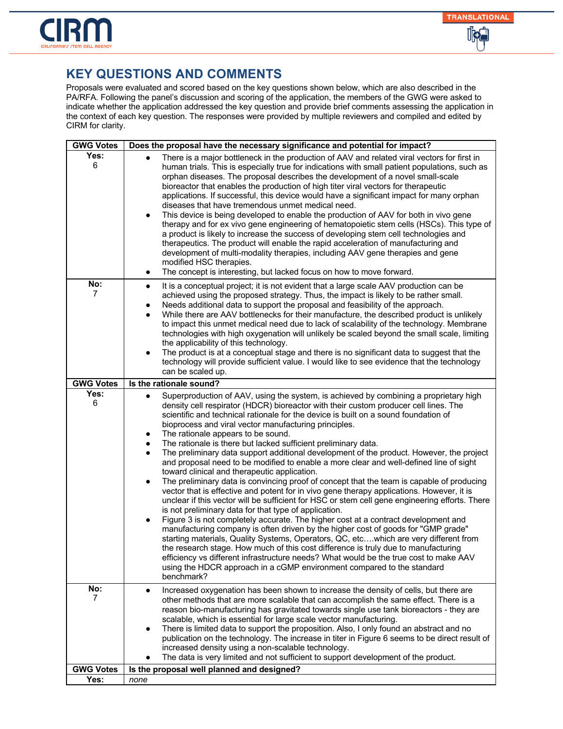## KEY QUESTIONS AND COMMENTS

Proposals were evaluated and scored based on the key questions shown below, which are also described in the PA/RFA. Following the panel's discussion and scoring of the application, the members of the GWG were asked to indicate whether the application addressed the key question and provide brief comments assessing the application in the context of each key question. The responses were provided by multiple reviewers and compiled and edited by CIRM for clarity.

| GWG Votes | Does the proposal have the necessary significance and potential for impact? |
|---|---|
| **Yes:** 6 | • There is a major bottleneck in the production of AAV and related viral vectors for first in human trials. This is especially true for indications with small patient populations, such as orphan diseases. The proposal describes the development of a novel small-scale bioreactor that enables the production of high titer viral vectors for therapeutic applications. If successful, this device would have a significant impact for many orphan diseases that have tremendous unmet medical need.<br>• This device is being developed to enable the production of AAV for both in vivo gene therapy and for ex vivo gene engineering of hematopoietic stem cells (HSCs). This type of a product is likely to increase the success of developing stem cell technologies and therapeutics. The product will enable the rapid acceleration of manufacturing and development of multi-modality therapies, including AAV gene therapies and gene modified HSC therapies.<br>• The concept is interesting, but lacked focus on how to move forward. |
| **No:** 7 | • It is a conceptual project; it is not evident that a large scale AAV production can be achieved using the proposed strategy. Thus, the impact is likely to be rather small.<br>• Needs additional data to support the proposal and feasibility of the approach.<br>• While there are AAV bottlenecks for their manufacture, the described product is unlikely to impact this unmet medical need due to lack of scalability of the technology. Membrane technologies with high oxygenation will unlikely be scaled beyond the small scale, limiting the applicability of this technology.<br>• The product is at a conceptual stage and there is no significant data to suggest that the technology will provide sufficient value. I would like to see evidence that the technology can be scaled up. |
| **GWG Votes** | **Is the rationale sound?** |
| **Yes:** 6 | • Superproduction of AAV, using the system, is achieved by combining a proprietary high density cell respirator (HDCR) bioreactor with their custom producer cell lines. The scientific and technical rationale for the device is built on a sound foundation of bioprocess and viral vector manufacturing principles.<br>• The rationale appears to be sound.<br>• The rationale is there but lacked sufficient preliminary data.<br>• The preliminary data support additional development of the product. However, the project and proposal need to be modified to enable a more clear and well-defined line of sight toward clinical and therapeutic application.<br>• The preliminary data is convincing proof of concept that the team is capable of producing vector that is effective and potent for in vivo gene therapy applications. However, it is unclear if this vector will be sufficient for HSC or stem cell gene engineering efforts. There is not preliminary data for that type of application.<br>• Figure 3 is not completely accurate. The higher cost at a contract development and manufacturing company is often driven by the higher cost of goods for "GMP grade" starting materials, Quality Systems, Operators, QC, etc….which are very different from the research stage. How much of this cost difference is truly due to manufacturing efficiency vs different infrastructure needs? What would be the true cost to make AAV using the HDCR approach in a cGMP environment compared to the standard benchmark? |
| **No:** 7 | • Increased oxygenation has been shown to increase the density of cells, but there are other methods that are more scalable that can accomplish the same effect. There is a reason bio-manufacturing has gravitated towards single use tank bioreactors - they are scalable, which is essential for large scale vector manufacturing.<br>• There is limited data to support the proposition. Also, I only found an abstract and no publication on the technology. The increase in titer in Figure 6 seems to be direct result of increased density using a non-scalable technology.<br>• The data is very limited and not sufficient to support development of the product. |
| **GWG Votes** | **Is the proposal well planned and designed?** |
| **Yes:** | *none* |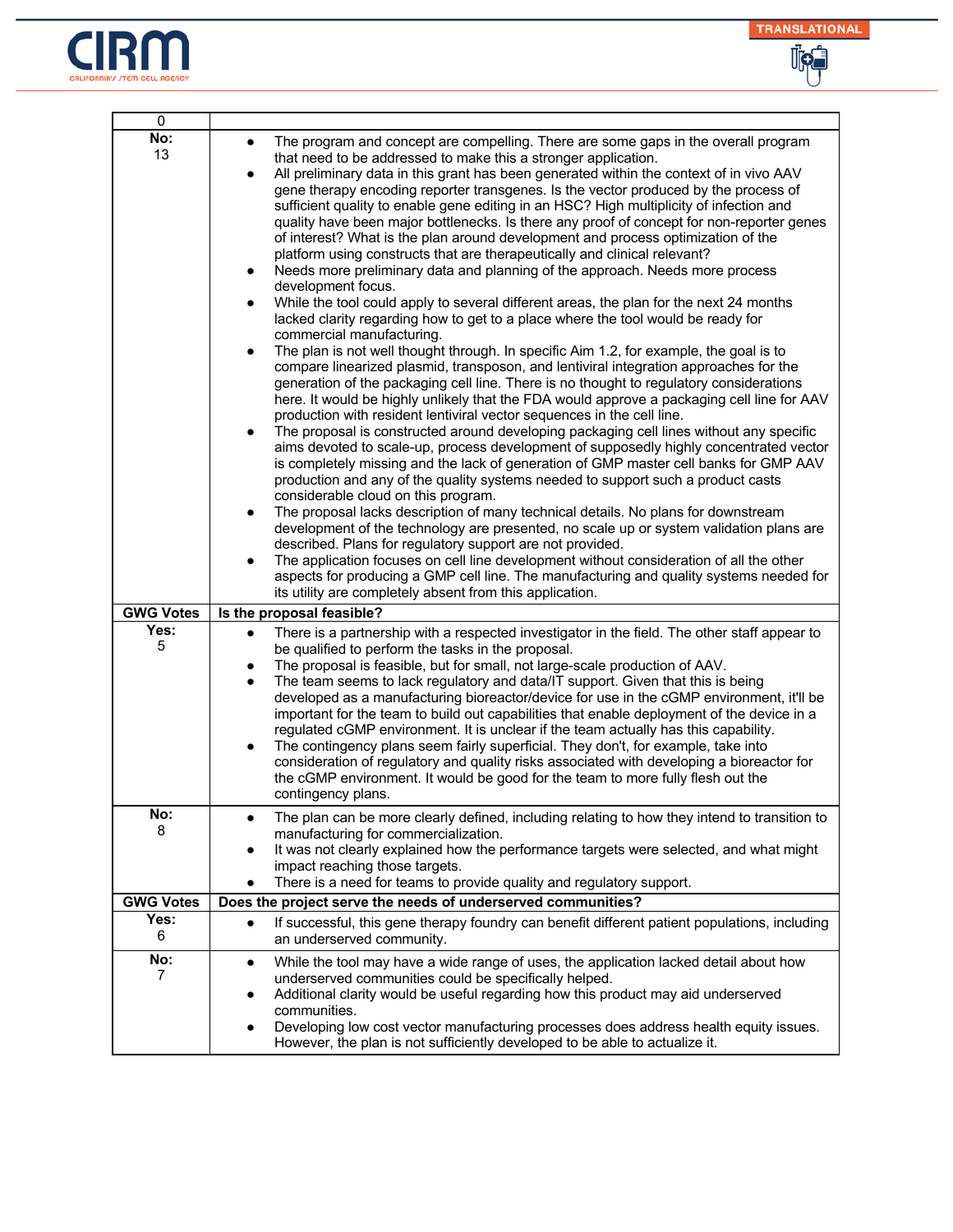| 0 | |
|---|---|
| **No:** 13 | • The program and concept are compelling. There are some gaps in the overall program that need to be addressed to make this a stronger application.<br>• All preliminary data in this grant has been generated within the context of in vivo AAV gene therapy encoding reporter transgenes. Is the vector produced by the process of sufficient quality to enable gene editing in an HSC? High multiplicity of infection and quality have been major bottlenecks. Is there any proof of concept for non-reporter genes of interest? What is the plan around development and process optimization of the platform using constructs that are therapeutically and clinical relevant?<br>• Needs more preliminary data and planning of the approach. Needs more process development focus.<br>• While the tool could apply to several different areas, the plan for the next 24 months lacked clarity regarding how to get to a place where the tool would be ready for commercial manufacturing.<br>• The plan is not well thought through. In specific Aim 1.2, for example, the goal is to compare linearized plasmid, transposon, and lentiviral integration approaches for the generation of the packaging cell line. There is no thought to regulatory considerations here. It would be highly unlikely that the FDA would approve a packaging cell line for AAV production with resident lentiviral vector sequences in the cell line.<br>• The proposal is constructed around developing packaging cell lines without any specific aims devoted to scale-up, process development of supposedly highly concentrated vector is completely missing and the lack of generation of GMP master cell banks for GMP AAV production and any of the quality systems needed to support such a product casts considerable cloud on this program.<br>• The proposal lacks description of many technical details. No plans for downstream development of the technology are presented, no scale up or system validation plans are described. Plans for regulatory support are not provided.<br>• The application focuses on cell line development without consideration of all the other aspects for producing a GMP cell line. The manufacturing and quality systems needed for its utility are completely absent from this application. |
| **GWG Votes** | **Is the proposal feasible?** |
| **Yes:** 5 | • There is a partnership with a respected investigator in the field. The other staff appear to be qualified to perform the tasks in the proposal.<br>• The proposal is feasible, but for small, not large-scale production of AAV.<br>• The team seems to lack regulatory and data/IT support. Given that this is being developed as a manufacturing bioreactor/device for use in the cGMP environment, it'll be important for the team to build out capabilities that enable deployment of the device in a regulated cGMP environment. It is unclear if the team actually has this capability.<br>• The contingency plans seem fairly superficial. They don't, for example, take into consideration of regulatory and quality risks associated with developing a bioreactor for the cGMP environment. It would be good for the team to more fully flesh out the contingency plans. |
| **No:** 8 | • The plan can be more clearly defined, including relating to how they intend to transition to manufacturing for commercialization.<br>• It was not clearly explained how the performance targets were selected, and what might impact reaching those targets.<br>• There is a need for teams to provide quality and regulatory support. |
| **GWG Votes** | **Does the project serve the needs of underserved communities?** |
| **Yes:** 6 | • If successful, this gene therapy foundry can benefit different patient populations, including an underserved community. |
| **No:** 7 | • While the tool may have a wide range of uses, the application lacked detail about how underserved communities could be specifically helped.<br>• Additional clarity would be useful regarding how this product may aid underserved communities.<br>• Developing low cost vector manufacturing processes does address health equity issues. However, the plan is not sufficiently developed to be able to actualize it. |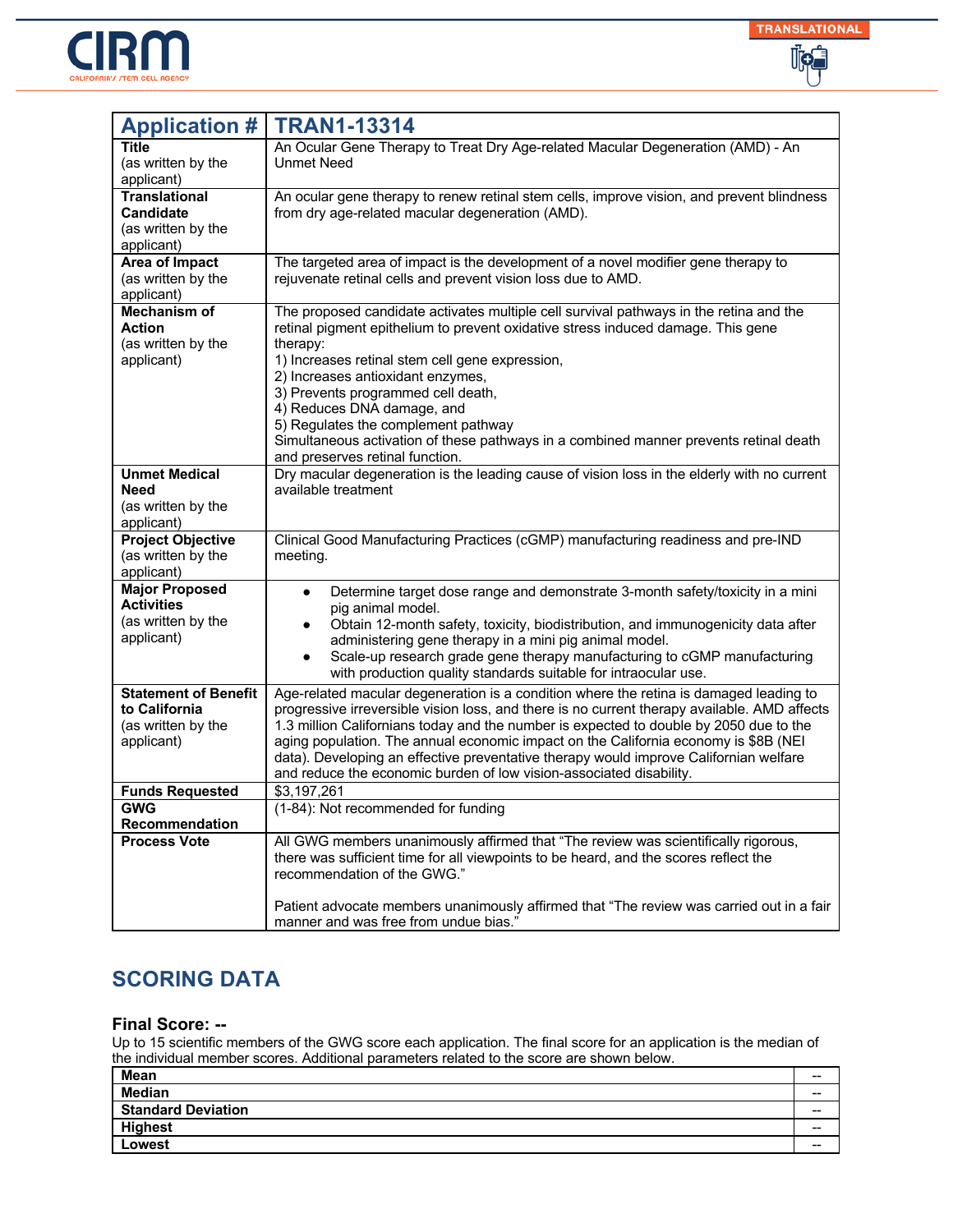| Application # | TRAN1-13314 |
|---|---|
| **Title** (as written by the applicant) | An Ocular Gene Therapy to Treat Dry Age-related Macular Degeneration (AMD) - An Unmet Need |
| **Translational Candidate** (as written by the applicant) | An ocular gene therapy to renew retinal stem cells, improve vision, and prevent blindness from dry age-related macular degeneration (AMD). |
| **Area of Impact** (as written by the applicant) | The targeted area of impact is the development of a novel modifier gene therapy to rejuvenate retinal cells and prevent vision loss due to AMD. |
| **Mechanism of Action** (as written by the applicant) | The proposed candidate activates multiple cell survival pathways in the retina and the retinal pigment epithelium to prevent oxidative stress induced damage. This gene therapy:<br>1) Increases retinal stem cell gene expression,<br>2) Increases antioxidant enzymes,<br>3) Prevents programmed cell death,<br>4) Reduces DNA damage, and<br>5) Regulates the complement pathway<br>Simultaneous activation of these pathways in a combined manner prevents retinal death and preserves retinal function. |
| **Unmet Medical Need** (as written by the applicant) | Dry macular degeneration is the leading cause of vision loss in the elderly with no current available treatment |
| **Project Objective** (as written by the applicant) | Clinical Good Manufacturing Practices (cGMP) manufacturing readiness and pre-IND meeting. |
| **Major Proposed Activities** (as written by the applicant) | • Determine target dose range and demonstrate 3-month safety/toxicity in a mini pig animal model.<br>• Obtain 12-month safety, toxicity, biodistribution, and immunogenicity data after administering gene therapy in a mini pig animal model.<br>• Scale-up research grade gene therapy manufacturing to cGMP manufacturing with production quality standards suitable for intraocular use. |
| **Statement of Benefit to California** (as written by the applicant) | Age-related macular degeneration is a condition where the retina is damaged leading to progressive irreversible vision loss, and there is no current therapy available. AMD affects 1.3 million Californians today and the number is expected to double by 2050 due to the aging population. The annual economic impact on the California economy is $8B (NEI data). Developing an effective preventative therapy would improve Californian welfare and reduce the economic burden of low vision-associated disability. |
| **Funds Requested** | $3,197,261 |
| **GWG Recommendation** | (1-84): Not recommended for funding |
| **Process Vote** | All GWG members unanimously affirmed that "The review was scientifically rigorous, there was sufficient time for all viewpoints to be heard, and the scores reflect the recommendation of the GWG."<br><br>Patient advocate members unanimously affirmed that "The review was carried out in a fair manner and was free from undue bias." |

## SCORING DATA

### Final Score: --

Up to 15 scientific members of the GWG score each application. The final score for an application is the median of the individual member scores. Additional parameters related to the score are shown below.

| | |
|---|---|
| **Mean** | -- |
| **Median** | -- |
| **Standard Deviation** | -- |
| **Highest** | -- |
| **Lowest** | -- |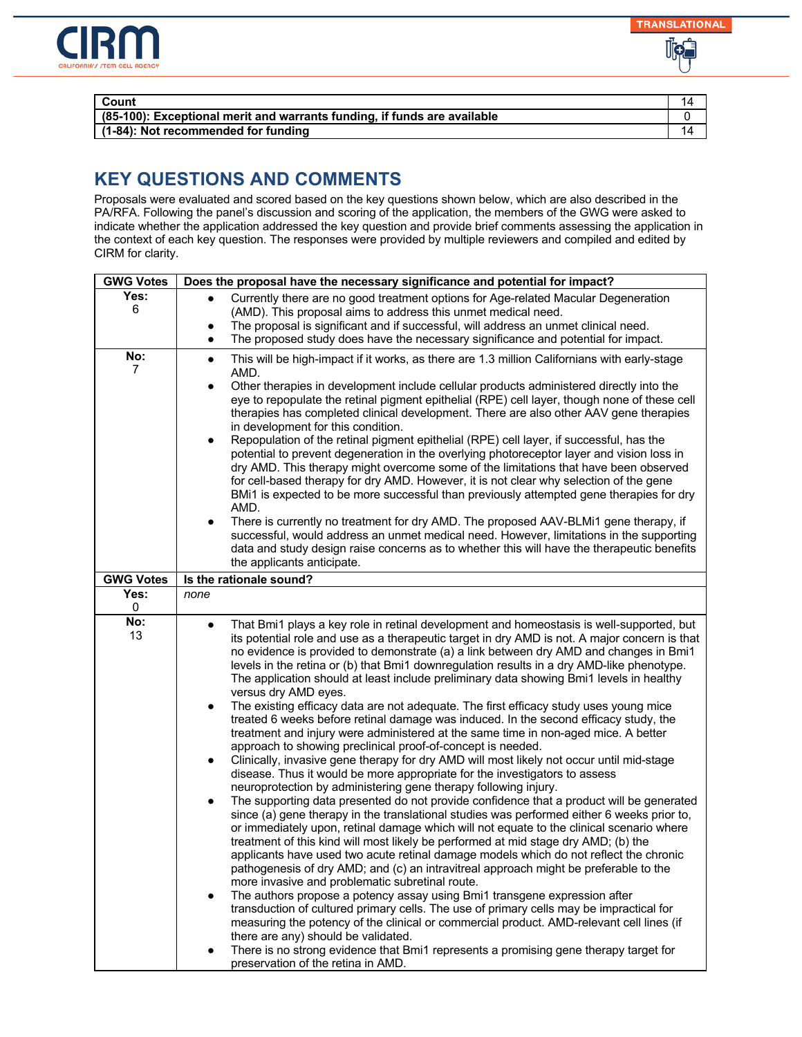| Count | 14 |
|---|---|
| (85-100): Exceptional merit and warrants funding, if funds are available | 0 |
| (1-84): Not recommended for funding | 14 |

## KEY QUESTIONS AND COMMENTS

Proposals were evaluated and scored based on the key questions shown below, which are also described in the PA/RFA. Following the panel's discussion and scoring of the application, the members of the GWG were asked to indicate whether the application addressed the key question and provide brief comments assessing the application in the context of each key question. The responses were provided by multiple reviewers and compiled and edited by CIRM for clarity.

| GWG Votes | Does the proposal have the necessary significance and potential for impact? |
|---|---|
| Yes: 6 | • Currently there are no good treatment options for Age-related Macular Degeneration (AMD). This proposal aims to address this unmet medical need.<br>• The proposal is significant and if successful, will address an unmet clinical need.<br>• The proposed study does have the necessary significance and potential for impact. |
| No: 7 | • This will be high-impact if it works, as there are 1.3 million Californians with early-stage AMD.<br>• Other therapies in development include cellular products administered directly into the eye to repopulate the retinal pigment epithelial (RPE) cell layer, though none of these cell therapies has completed clinical development. There are also other AAV gene therapies in development for this condition.<br>• Repopulation of the retinal pigment epithelial (RPE) cell layer, if successful, has the potential to prevent degeneration in the overlying photoreceptor layer and vision loss in dry AMD. This therapy might overcome some of the limitations that have been observed for cell-based therapy for dry AMD. However, it is not clear why selection of the gene BMi1 is expected to be more successful than previously attempted gene therapies for dry AMD.<br>• There is currently no treatment for dry AMD. The proposed AAV-BLMi1 gene therapy, if successful, would address an unmet medical need. However, limitations in the supporting data and study design raise concerns as to whether this will have the therapeutic benefits the applicants anticipate. |
| **GWG Votes** | **Is the rationale sound?** |
| Yes: 0 | *none* |
| No: 13 | • That Bmi1 plays a key role in retinal development and homeostasis is well-supported, but its potential role and use as a therapeutic target in dry AMD is not. A major concern is that no evidence is provided to demonstrate (a) a link between dry AMD and changes in Bmi1 levels in the retina or (b) that Bmi1 downregulation results in a dry AMD-like phenotype. The application should at least include preliminary data showing Bmi1 levels in healthy versus dry AMD eyes.<br>• The existing efficacy data are not adequate. The first efficacy study uses young mice treated 6 weeks before retinal damage was induced. In the second efficacy study, the treatment and injury were administered at the same time in non-aged mice. A better approach to showing preclinical proof-of-concept is needed.<br>• Clinically, invasive gene therapy for dry AMD will most likely not occur until mid-stage disease. Thus it would be more appropriate for the investigators to assess neuroprotection by administering gene therapy following injury.<br>• The supporting data presented do not provide confidence that a product will be generated since (a) gene therapy in the translational studies was performed either 6 weeks prior to, or immediately upon, retinal damage which will not equate to the clinical scenario where treatment of this kind will most likely be performed at mid stage dry AMD; (b) the applicants have used two acute retinal damage models which do not reflect the chronic pathogenesis of dry AMD; and (c) an intravitreal approach might be preferable to the more invasive and problematic subretinal route.<br>• The authors propose a potency assay using Bmi1 transgene expression after transduction of cultured primary cells. The use of primary cells may be impractical for measuring the potency of the clinical or commercial product. AMD-relevant cell lines (if there are any) should be validated.<br>• There is no strong evidence that Bmi1 represents a promising gene therapy target for preservation of the retina in AMD. |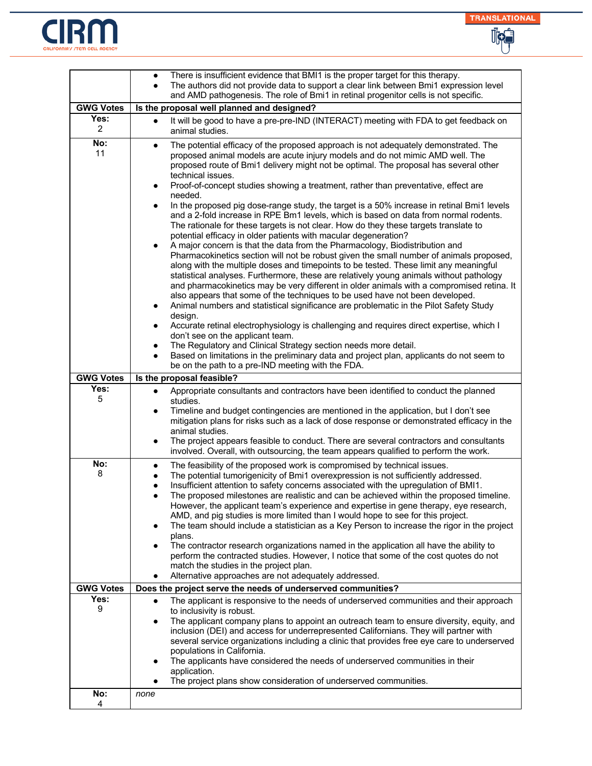| | |
|---|---|
| | • There is insufficient evidence that BMI1 is the proper target for this therapy.<br>• The authors did not provide data to support a clear link between Bmi1 expression level and AMD pathogenesis. The role of Bmi1 in retinal progenitor cells is not specific. |
| **GWG Votes** | **Is the proposal well planned and designed?** |
| **Yes:**<br>2 | • It will be good to have a pre-pre-IND (INTERACT) meeting with FDA to get feedback on animal studies. |
| **No:**<br>11 | • The potential efficacy of the proposed approach is not adequately demonstrated. The proposed animal models are acute injury models and do not mimic AMD well. The proposed route of Bmi1 delivery might not be optimal. The proposal has several other technical issues.<br>• Proof-of-concept studies showing a treatment, rather than preventative, effect are needed.<br>• In the proposed pig dose-range study, the target is a 50% increase in retinal Bmi1 levels and a 2-fold increase in RPE Bm1 levels, which is based on data from normal rodents. The rationale for these targets is not clear. How do they these targets translate to potential efficacy in older patients with macular degeneration?<br>• A major concern is that the data from the Pharmacology, Biodistribution and Pharmacokinetics section will not be robust given the small number of animals proposed, along with the multiple doses and timepoints to be tested. These limit any meaningful statistical analyses. Furthermore, these are relatively young animals without pathology and pharmacokinetics may be very different in older animals with a compromised retina. It also appears that some of the techniques to be used have not been developed.<br>• Animal numbers and statistical significance are problematic in the Pilot Safety Study design.<br>• Accurate retinal electrophysiology is challenging and requires direct expertise, which I don't see on the applicant team.<br>• The Regulatory and Clinical Strategy section needs more detail.<br>• Based on limitations in the preliminary data and project plan, applicants do not seem to be on the path to a pre-IND meeting with the FDA. |
| **GWG Votes** | **Is the proposal feasible?** |
| **Yes:**<br>5 | • Appropriate consultants and contractors have been identified to conduct the planned studies.<br>• Timeline and budget contingencies are mentioned in the application, but I don't see mitigation plans for risks such as a lack of dose response or demonstrated efficacy in the animal studies.<br>• The project appears feasible to conduct. There are several contractors and consultants involved. Overall, with outsourcing, the team appears qualified to perform the work. |
| **No:**<br>8 | • The feasibility of the proposed work is compromised by technical issues.<br>• The potential tumorigenicity of Bmi1 overexpression is not sufficiently addressed.<br>• Insufficient attention to safety concerns associated with the upregulation of BMI1.<br>• The proposed milestones are realistic and can be achieved within the proposed timeline. However, the applicant team's experience and expertise in gene therapy, eye research, AMD, and pig studies is more limited than I would hope to see for this project.<br>• The team should include a statistician as a Key Person to increase the rigor in the project plans.<br>• The contractor research organizations named in the application all have the ability to perform the contracted studies. However, I notice that some of the cost quotes do not match the studies in the project plan.<br>• Alternative approaches are not adequately addressed. |
| **GWG Votes** | **Does the project serve the needs of underserved communities?** |
| **Yes:**<br>9 | • The applicant is responsive to the needs of underserved communities and their approach to inclusivity is robust.<br>• The applicant company plans to appoint an outreach team to ensure diversity, equity, and inclusion (DEI) and access for underrepresented Californians. They will partner with several service organizations including a clinic that provides free eye care to underserved populations in California.<br>• The applicants have considered the needs of underserved communities in their application.<br>• The project plans show consideration of underserved communities. |
| **No:**<br>4 | *none* |